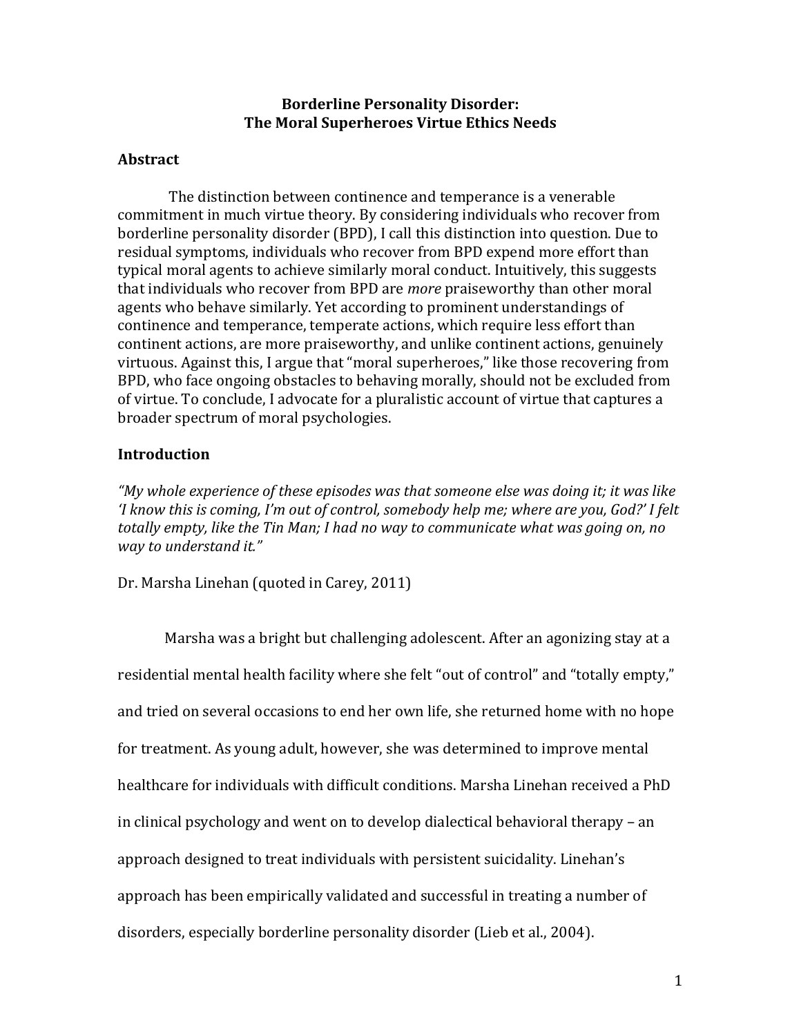# Borderline Personality Disorder: The Moral Superheroes Virtue Ethics Needs

## Abstract

The distinction between continence and temperance is a venerable commitment in much virtue theory. By considering individuals who recover from borderline personality disorder (BPD), I call this distinction into question. Due to residual symptoms, individuals who recover from BPD expend more effort than typical moral agents to achieve similarly moral conduct. Intuitively, this suggests that individuals who recover from BPD are *more* praiseworthy than other moral agents who behave similarly. Yet according to prominent understandings of continence and temperance, temperate actions, which require less effort than continent actions, are more praiseworthy, and unlike continent actions, genuinely virtuous. Against this, I argue that "moral superheroes," like those recovering from BPD, who face ongoing obstacles to behaving morally, should not be excluded from of virtue. To conclude, I advocate for a pluralistic account of virtue that captures a broader spectrum of moral psychologies.

## Introduction

*"My whole experience of these episodes was that someone else was doing it; it was like 'I know this is coming, I'm out of control, somebody help me; where are you, God?' I felt totally empty, like the Tin Man; I had no way to communicate what was going on, no way to understand it."*

Dr. Marsha Linehan (quoted in Carey, 2011)

Marsha was a bright but challenging adolescent. After an agonizing stay at a residential mental health facility where she felt "out of control" and "totally empty," and tried on several occasions to end her own life, she returned home with no hope for treatment. As young adult, however, she was determined to improve mental healthcare for individuals with difficult conditions. Marsha Linehan received a PhD in clinical psychology and went on to develop dialectical behavioral therapy – an approach designed to treat individuals with persistent suicidality. Linehan's approach has been empirically validated and successful in treating a number of disorders, especially borderline personality disorder (Lieb et al., 2004).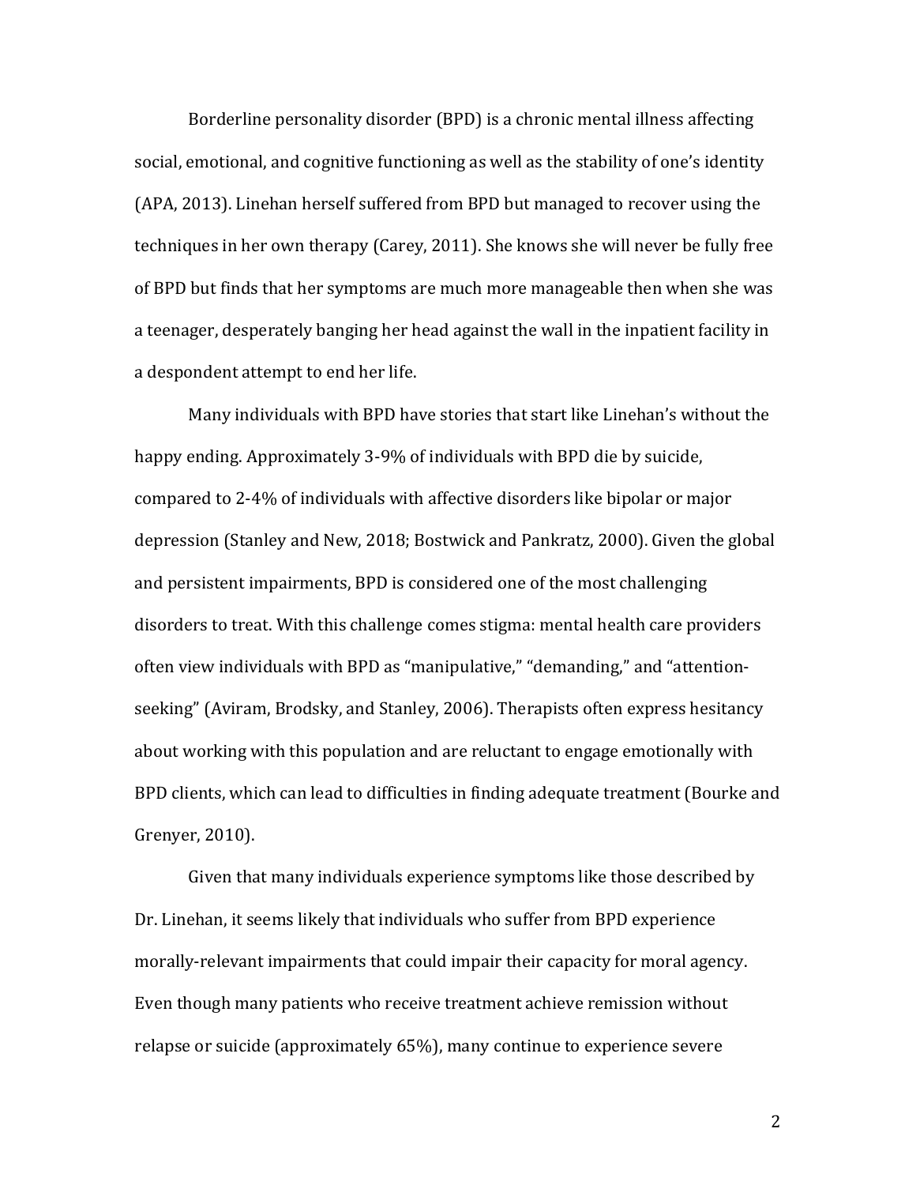Borderline personality disorder (BPD) is a chronic mental illness affecting social, emotional, and cognitive functioning as well as the stability of one's identity (APA, 2013). Linehan herself suffered from BPD but managed to recover using the techniques in her own therapy (Carey, 2011). She knows she will never be fully free of BPD but finds that her symptoms are much more manageable then when she was a teenager, desperately banging her head against the wall in the inpatient facility in a despondent attempt to end her life.

Many individuals with BPD have stories that start like Linehan's without the happy ending. Approximately 3-9% of individuals with BPD die by suicide, compared to 2-4% of individuals with affective disorders like bipolar or major depression (Stanley and New, 2018; Bostwick and Pankratz, 2000). Given the global and persistent impairments, BPD is considered one of the most challenging disorders to treat. With this challenge comes stigma: mental health care providers often view individuals with BPD as "manipulative," "demanding," and "attention-seeking" (Aviram, Brodsky, and Stanley, 2006). Therapists often express hesitancy about working with this population and are reluctant to engage emotionally with BPD clients, which can lead to difficulties in finding adequate treatment (Bourke and Grenyer, 2010).

Given that many individuals experience symptoms like those described by Dr. Linehan, it seems likely that individuals who suffer from BPD experience morally-relevant impairments that could impair their capacity for moral agency. Even though many patients who receive treatment achieve remission without relapse or suicide (approximately 65%), many continue to experience severe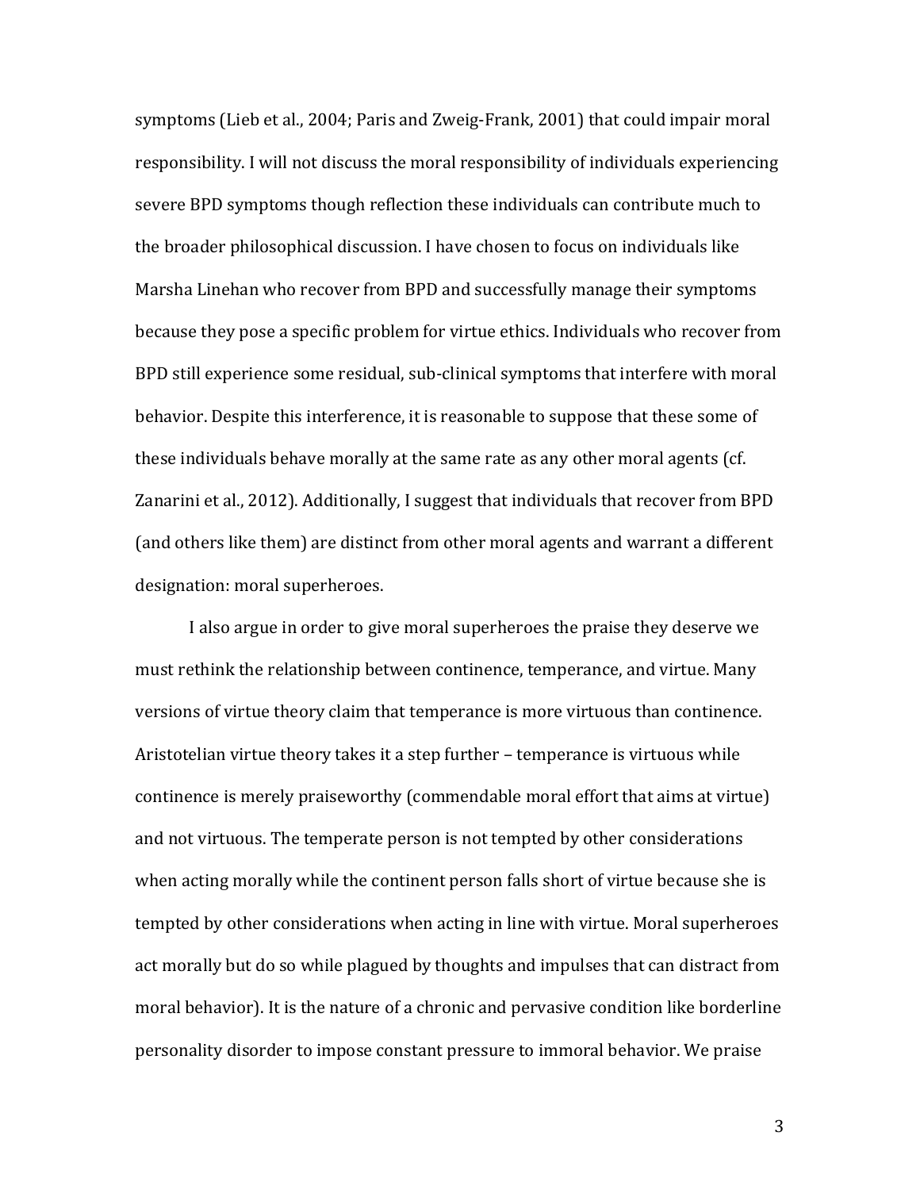symptoms (Lieb et al., 2004; Paris and Zweig-Frank, 2001) that could impair moral responsibility. I will not discuss the moral responsibility of individuals experiencing severe BPD symptoms though reflection these individuals can contribute much to the broader philosophical discussion. I have chosen to focus on individuals like Marsha Linehan who recover from BPD and successfully manage their symptoms because they pose a specific problem for virtue ethics. Individuals who recover from BPD still experience some residual, sub-clinical symptoms that interfere with moral behavior. Despite this interference, it is reasonable to suppose that these some of these individuals behave morally at the same rate as any other moral agents (cf. Zanarini et al., 2012). Additionally, I suggest that individuals that recover from BPD (and others like them) are distinct from other moral agents and warrant a different designation: moral superheroes.

I also argue in order to give moral superheroes the praise they deserve we must rethink the relationship between continence, temperance, and virtue. Many versions of virtue theory claim that temperance is more virtuous than continence. Aristotelian virtue theory takes it a step further – temperance is virtuous while continence is merely praiseworthy (commendable moral effort that aims at virtue) and not virtuous. The temperate person is not tempted by other considerations when acting morally while the continent person falls short of virtue because she is tempted by other considerations when acting in line with virtue. Moral superheroes act morally but do so while plagued by thoughts and impulses that can distract from moral behavior). It is the nature of a chronic and pervasive condition like borderline personality disorder to impose constant pressure to immoral behavior. We praise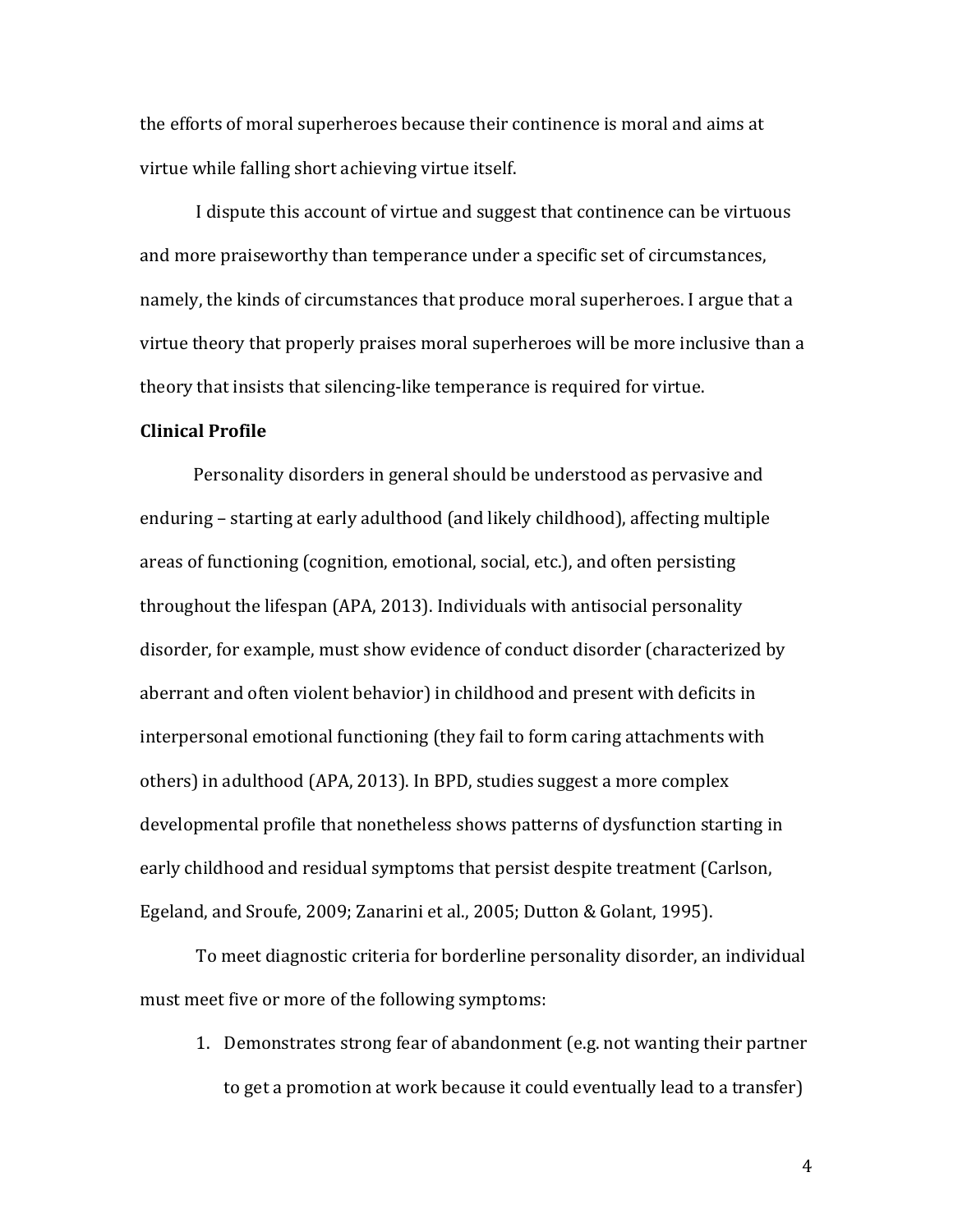the efforts of moral superheroes because their continence is moral and aims at virtue while falling short achieving virtue itself.

I dispute this account of virtue and suggest that continence can be virtuous and more praiseworthy than temperance under a specific set of circumstances, namely, the kinds of circumstances that produce moral superheroes. I argue that a virtue theory that properly praises moral superheroes will be more inclusive than a theory that insists that silencing-like temperance is required for virtue.

**Clinical Profile**

Personality disorders in general should be understood as pervasive and enduring – starting at early adulthood (and likely childhood), affecting multiple areas of functioning (cognition, emotional, social, etc.), and often persisting throughout the lifespan (APA, 2013). Individuals with antisocial personality disorder, for example, must show evidence of conduct disorder (characterized by aberrant and often violent behavior) in childhood and present with deficits in interpersonal emotional functioning (they fail to form caring attachments with others) in adulthood (APA, 2013). In BPD, studies suggest a more complex developmental profile that nonetheless shows patterns of dysfunction starting in early childhood and residual symptoms that persist despite treatment (Carlson, Egeland, and Sroufe, 2009; Zanarini et al., 2005; Dutton & Golant, 1995).

To meet diagnostic criteria for borderline personality disorder, an individual must meet five or more of the following symptoms:

1. Demonstrates strong fear of abandonment (e.g. not wanting their partner to get a promotion at work because it could eventually lead to a transfer)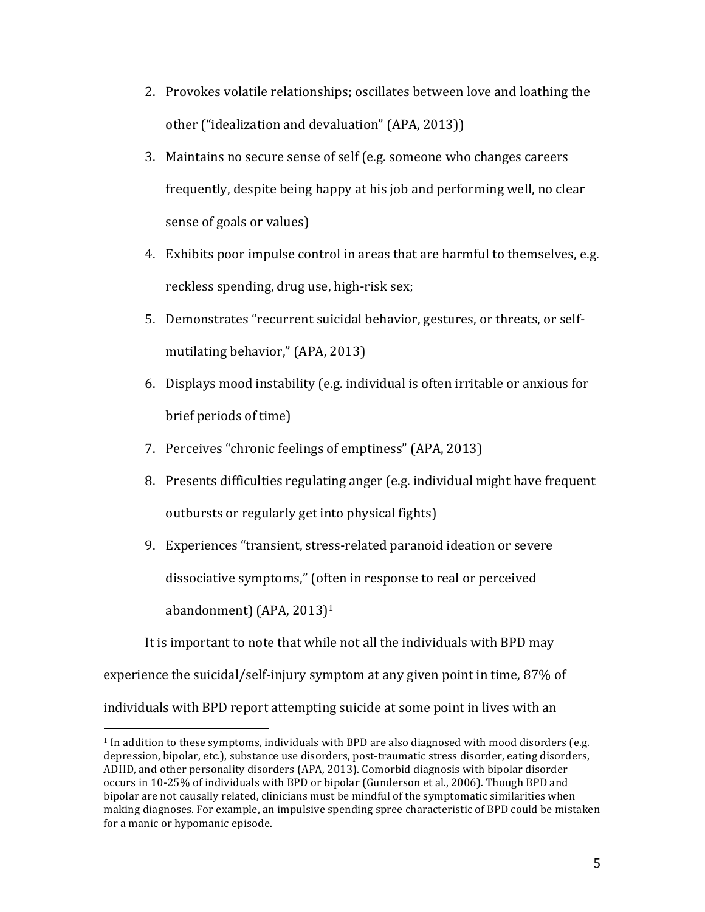2. Provokes volatile relationships; oscillates between love and loathing the other ("idealization and devaluation" (APA, 2013))
3. Maintains no secure sense of self (e.g. someone who changes careers frequently, despite being happy at his job and performing well, no clear sense of goals or values)
4. Exhibits poor impulse control in areas that are harmful to themselves, e.g. reckless spending, drug use, high-risk sex;
5. Demonstrates "recurrent suicidal behavior, gestures, or threats, or self-mutilating behavior," (APA, 2013)
6. Displays mood instability (e.g. individual is often irritable or anxious for brief periods of time)
7. Perceives "chronic feelings of emptiness" (APA, 2013)
8. Presents difficulties regulating anger (e.g. individual might have frequent outbursts or regularly get into physical fights)
9. Experiences "transient, stress-related paranoid ideation or severe dissociative symptoms," (often in response to real or perceived abandonment) (APA, 2013)[1]

It is important to note that while not all the individuals with BPD may experience the suicidal/self-injury symptom at any given point in time, 87% of individuals with BPD report attempting suicide at some point in lives with an

[1] In addition to these symptoms, individuals with BPD are also diagnosed with mood disorders (e.g. depression, bipolar, etc.), substance use disorders, post-traumatic stress disorder, eating disorders, ADHD, and other personality disorders (APA, 2013). Comorbid diagnosis with bipolar disorder occurs in 10-25% of individuals with BPD or bipolar (Gunderson et al., 2006). Though BPD and bipolar are not causally related, clinicians must be mindful of the symptomatic similarities when making diagnoses. For example, an impulsive spending spree characteristic of BPD could be mistaken for a manic or hypomanic episode.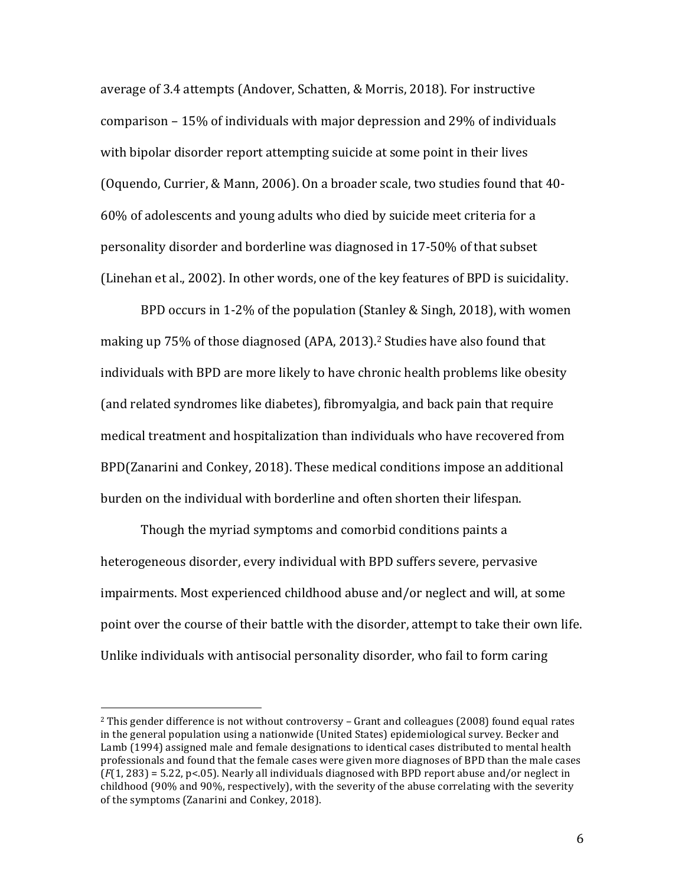average of 3.4 attempts (Andover, Schatten, & Morris, 2018). For instructive comparison – 15% of individuals with major depression and 29% of individuals with bipolar disorder report attempting suicide at some point in their lives (Oquendo, Currier, & Mann, 2006). On a broader scale, two studies found that 40-60% of adolescents and young adults who died by suicide meet criteria for a personality disorder and borderline was diagnosed in 17-50% of that subset (Linehan et al., 2002). In other words, one of the key features of BPD is suicidality.

BPD occurs in 1-2% of the population (Stanley & Singh, 2018), with women making up 75% of those diagnosed (APA, 2013).[2] Studies have also found that individuals with BPD are more likely to have chronic health problems like obesity (and related syndromes like diabetes), fibromyalgia, and back pain that require medical treatment and hospitalization than individuals who have recovered from BPD(Zanarini and Conkey, 2018). These medical conditions impose an additional burden on the individual with borderline and often shorten their lifespan.

Though the myriad symptoms and comorbid conditions paints a heterogeneous disorder, every individual with BPD suffers severe, pervasive impairments. Most experienced childhood abuse and/or neglect and will, at some point over the course of their battle with the disorder, attempt to take their own life. Unlike individuals with antisocial personality disorder, who fail to form caring

---

[2] This gender difference is not without controversy – Grant and colleagues (2008) found equal rates in the general population using a nationwide (United States) epidemiological survey. Becker and Lamb (1994) assigned male and female designations to identical cases distributed to mental health professionals and found that the female cases were given more diagnoses of BPD than the male cases ($F(1, 283) = 5.22$, $p<.05$). Nearly all individuals diagnosed with BPD report abuse and/or neglect in childhood (90% and 90%, respectively), with the severity of the abuse correlating with the severity of the symptoms (Zanarini and Conkey, 2018).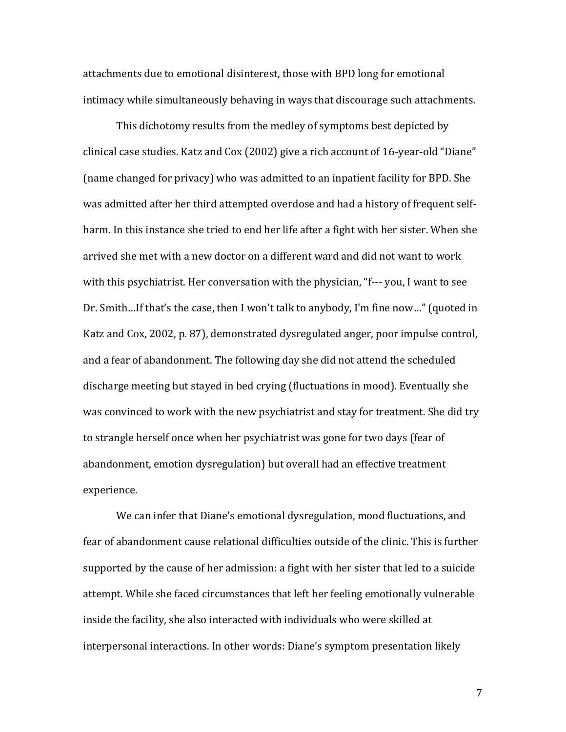attachments due to emotional disinterest, those with BPD long for emotional intimacy while simultaneously behaving in ways that discourage such attachments.

This dichotomy results from the medley of symptoms best depicted by clinical case studies. Katz and Cox (2002) give a rich account of 16-year-old "Diane" (name changed for privacy) who was admitted to an inpatient facility for BPD. She was admitted after her third attempted overdose and had a history of frequent self-harm. In this instance she tried to end her life after a fight with her sister. When she arrived she met with a new doctor on a different ward and did not want to work with this psychiatrist. Her conversation with the physician, "f--- you, I want to see Dr. Smith…If that's the case, then I won't talk to anybody, I'm fine now…" (quoted in Katz and Cox, 2002, p. 87), demonstrated dysregulated anger, poor impulse control, and a fear of abandonment. The following day she did not attend the scheduled discharge meeting but stayed in bed crying (fluctuations in mood). Eventually she was convinced to work with the new psychiatrist and stay for treatment. She did try to strangle herself once when her psychiatrist was gone for two days (fear of abandonment, emotion dysregulation) but overall had an effective treatment experience.

We can infer that Diane's emotional dysregulation, mood fluctuations, and fear of abandonment cause relational difficulties outside of the clinic. This is further supported by the cause of her admission: a fight with her sister that led to a suicide attempt. While she faced circumstances that left her feeling emotionally vulnerable inside the facility, she also interacted with individuals who were skilled at interpersonal interactions. In other words: Diane's symptom presentation likely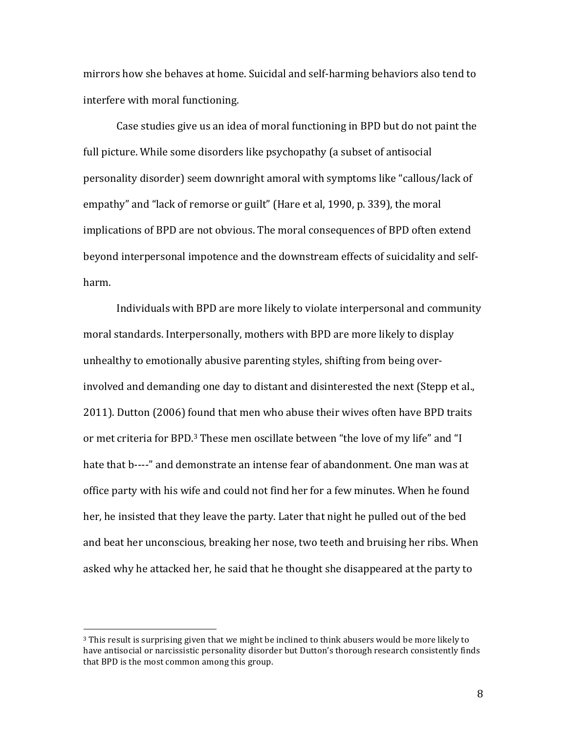mirrors how she behaves at home. Suicidal and self-harming behaviors also tend to interfere with moral functioning.

Case studies give us an idea of moral functioning in BPD but do not paint the full picture. While some disorders like psychopathy (a subset of antisocial personality disorder) seem downright amoral with symptoms like "callous/lack of empathy" and "lack of remorse or guilt" (Hare et al, 1990, p. 339), the moral implications of BPD are not obvious. The moral consequences of BPD often extend beyond interpersonal impotence and the downstream effects of suicidality and self-harm.

Individuals with BPD are more likely to violate interpersonal and community moral standards. Interpersonally, mothers with BPD are more likely to display unhealthy to emotionally abusive parenting styles, shifting from being over-involved and demanding one day to distant and disinterested the next (Stepp et al., 2011). Dutton (2006) found that men who abuse their wives often have BPD traits or met criteria for BPD.[3] These men oscillate between "the love of my life" and "I hate that b----" and demonstrate an intense fear of abandonment. One man was at office party with his wife and could not find her for a few minutes. When he found her, he insisted that they leave the party. Later that night he pulled out of the bed and beat her unconscious, breaking her nose, two teeth and bruising her ribs. When asked why he attacked her, he said that he thought she disappeared at the party to

[3] This result is surprising given that we might be inclined to think abusers would be more likely to have antisocial or narcissistic personality disorder but Dutton's thorough research consistently finds that BPD is the most common among this group.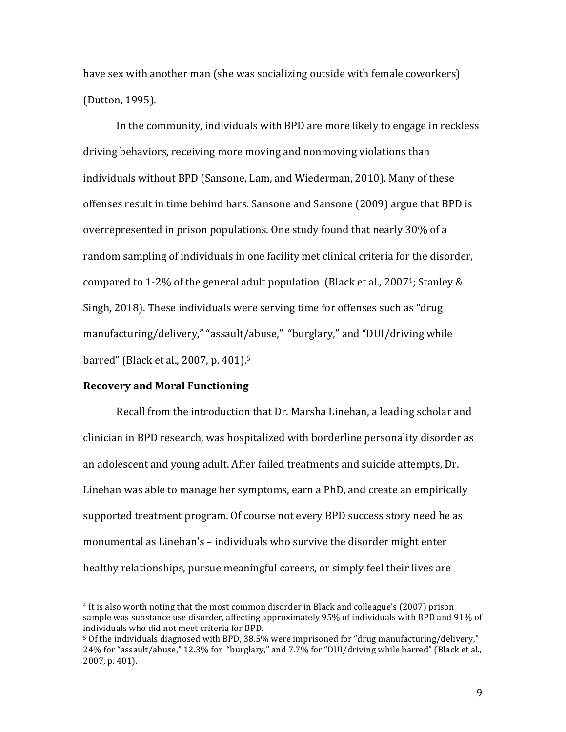have sex with another man (she was socializing outside with female coworkers) (Dutton, 1995).

In the community, individuals with BPD are more likely to engage in reckless driving behaviors, receiving more moving and nonmoving violations than individuals without BPD (Sansone, Lam, and Wiederman, 2010). Many of these offenses result in time behind bars. Sansone and Sansone (2009) argue that BPD is overrepresented in prison populations. One study found that nearly 30% of a random sampling of individuals in one facility met clinical criteria for the disorder, compared to 1-2% of the general adult population (Black et al., 2007[4]; Stanley & Singh, 2018). These individuals were serving time for offenses such as "drug manufacturing/delivery," "assault/abuse," "burglary," and "DUI/driving while barred" (Black et al., 2007, p. 401).[5]

**Recovery and Moral Functioning**

Recall from the introduction that Dr. Marsha Linehan, a leading scholar and clinician in BPD research, was hospitalized with borderline personality disorder as an adolescent and young adult. After failed treatments and suicide attempts, Dr. Linehan was able to manage her symptoms, earn a PhD, and create an empirically supported treatment program. Of course not every BPD success story need be as monumental as Linehan's – individuals who survive the disorder might enter healthy relationships, pursue meaningful careers, or simply feel their lives are

---

[4] It is also worth noting that the most common disorder in Black and colleague's (2007) prison sample was substance use disorder, affecting approximately 95% of individuals with BPD and 91% of individuals who did not meet criteria for BPD.

[5] Of the individuals diagnosed with BPD, 38.5% were imprisoned for "drug manufacturing/delivery," 24% for "assault/abuse," 12.3% for "burglary," and 7.7% for "DUI/driving while barred" (Black et al., 2007, p. 401).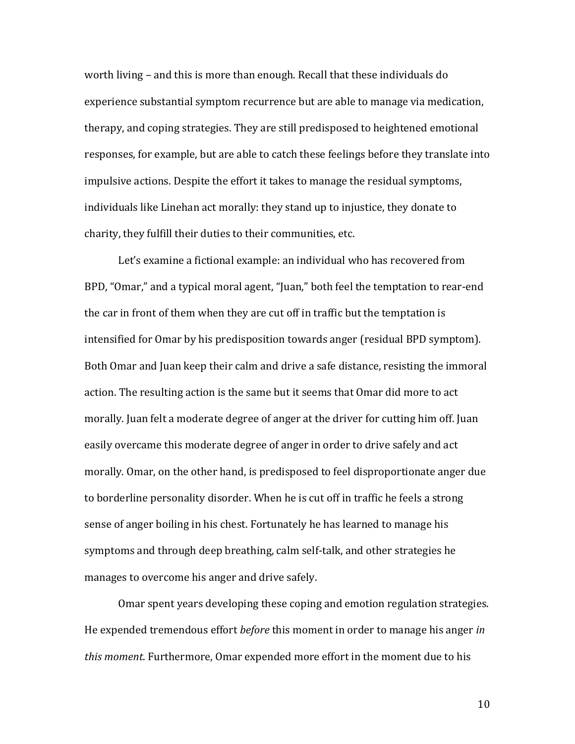worth living – and this is more than enough. Recall that these individuals do experience substantial symptom recurrence but are able to manage via medication, therapy, and coping strategies. They are still predisposed to heightened emotional responses, for example, but are able to catch these feelings before they translate into impulsive actions. Despite the effort it takes to manage the residual symptoms, individuals like Linehan act morally: they stand up to injustice, they donate to charity, they fulfill their duties to their communities, etc.

Let's examine a fictional example: an individual who has recovered from BPD, "Omar," and a typical moral agent, "Juan," both feel the temptation to rear-end the car in front of them when they are cut off in traffic but the temptation is intensified for Omar by his predisposition towards anger (residual BPD symptom). Both Omar and Juan keep their calm and drive a safe distance, resisting the immoral action. The resulting action is the same but it seems that Omar did more to act morally. Juan felt a moderate degree of anger at the driver for cutting him off. Juan easily overcame this moderate degree of anger in order to drive safely and act morally. Omar, on the other hand, is predisposed to feel disproportionate anger due to borderline personality disorder. When he is cut off in traffic he feels a strong sense of anger boiling in his chest. Fortunately he has learned to manage his symptoms and through deep breathing, calm self-talk, and other strategies he manages to overcome his anger and drive safely.

Omar spent years developing these coping and emotion regulation strategies. He expended tremendous effort *before* this moment in order to manage his anger *in this moment*. Furthermore, Omar expended more effort in the moment due to his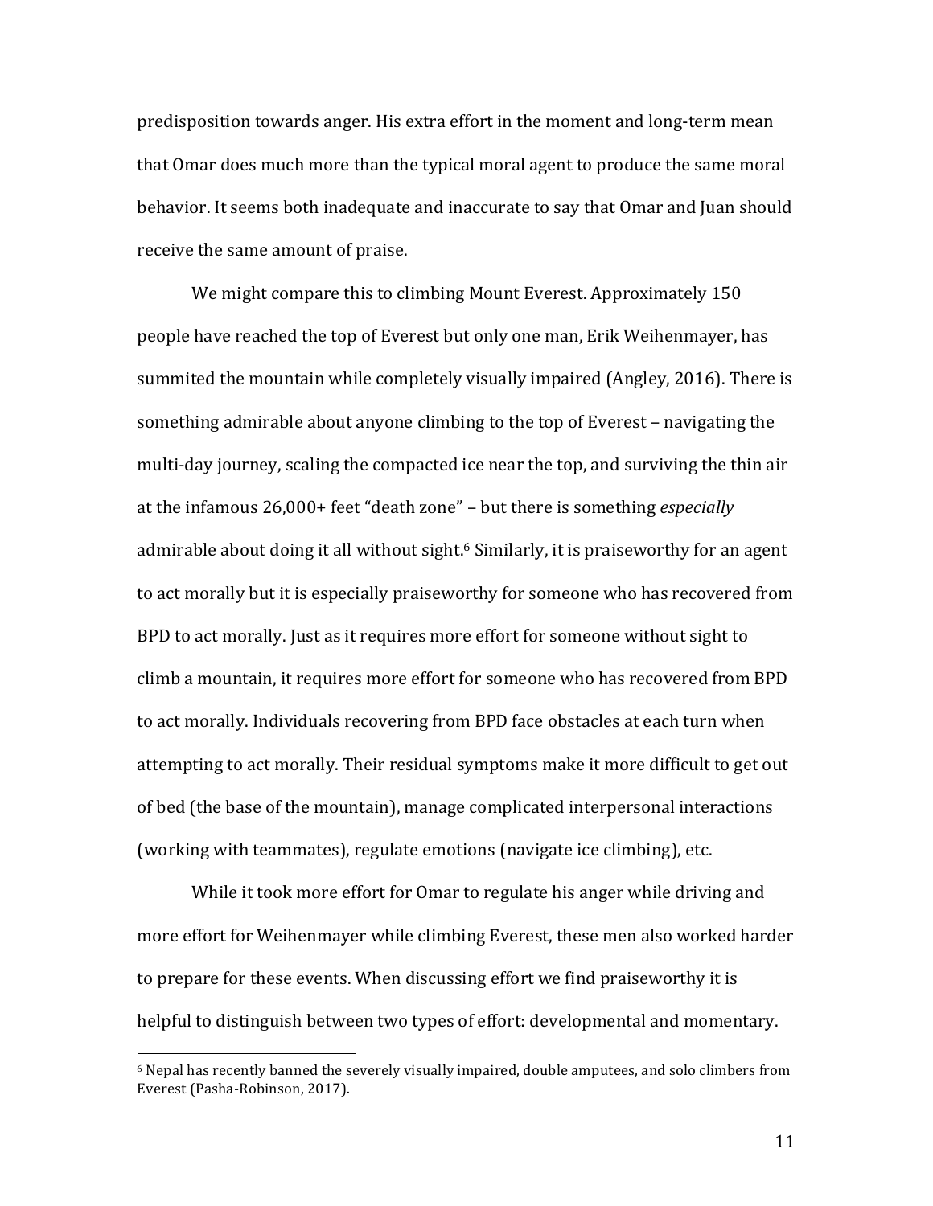predisposition towards anger. His extra effort in the moment and long-term mean that Omar does much more than the typical moral agent to produce the same moral behavior. It seems both inadequate and inaccurate to say that Omar and Juan should receive the same amount of praise.

We might compare this to climbing Mount Everest. Approximately 150 people have reached the top of Everest but only one man, Erik Weihenmayer, has summited the mountain while completely visually impaired (Angley, 2016). There is something admirable about anyone climbing to the top of Everest – navigating the multi-day journey, scaling the compacted ice near the top, and surviving the thin air at the infamous 26,000+ feet "death zone" – but there is something *especially* admirable about doing it all without sight.[6] Similarly, it is praiseworthy for an agent to act morally but it is especially praiseworthy for someone who has recovered from BPD to act morally. Just as it requires more effort for someone without sight to climb a mountain, it requires more effort for someone who has recovered from BPD to act morally. Individuals recovering from BPD face obstacles at each turn when attempting to act morally. Their residual symptoms make it more difficult to get out of bed (the base of the mountain), manage complicated interpersonal interactions (working with teammates), regulate emotions (navigate ice climbing), etc.

While it took more effort for Omar to regulate his anger while driving and more effort for Weihenmayer while climbing Everest, these men also worked harder to prepare for these events. When discussing effort we find praiseworthy it is helpful to distinguish between two types of effort: developmental and momentary.

---

[6] Nepal has recently banned the severely visually impaired, double amputees, and solo climbers from Everest (Pasha-Robinson, 2017).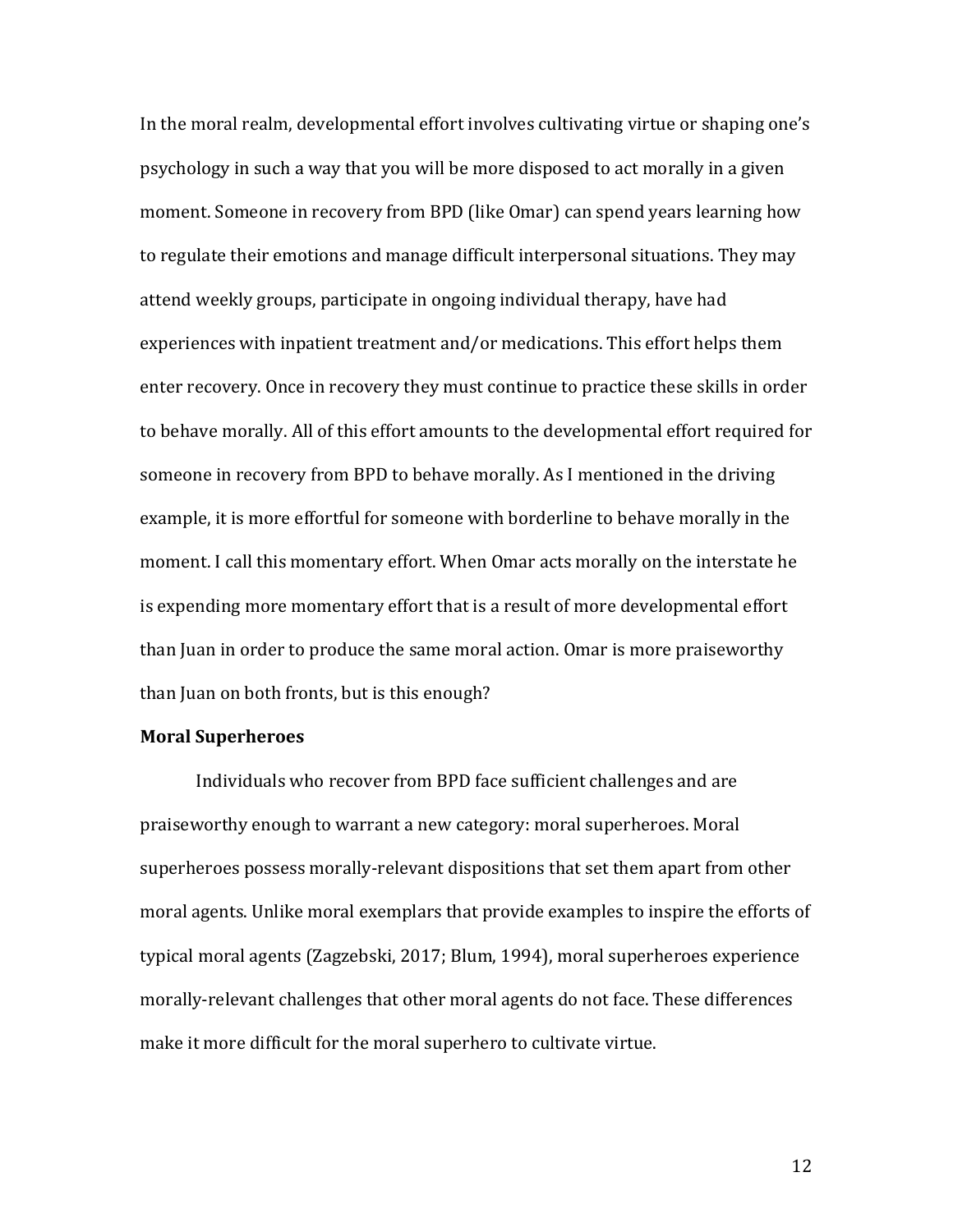In the moral realm, developmental effort involves cultivating virtue or shaping one's psychology in such a way that you will be more disposed to act morally in a given moment. Someone in recovery from BPD (like Omar) can spend years learning how to regulate their emotions and manage difficult interpersonal situations. They may attend weekly groups, participate in ongoing individual therapy, have had experiences with inpatient treatment and/or medications. This effort helps them enter recovery. Once in recovery they must continue to practice these skills in order to behave morally. All of this effort amounts to the developmental effort required for someone in recovery from BPD to behave morally. As I mentioned in the driving example, it is more effortful for someone with borderline to behave morally in the moment. I call this momentary effort. When Omar acts morally on the interstate he is expending more momentary effort that is a result of more developmental effort than Juan in order to produce the same moral action. Omar is more praiseworthy than Juan on both fronts, but is this enough?

**Moral Superheroes**

Individuals who recover from BPD face sufficient challenges and are praiseworthy enough to warrant a new category: moral superheroes. Moral superheroes possess morally-relevant dispositions that set them apart from other moral agents. Unlike moral exemplars that provide examples to inspire the efforts of typical moral agents (Zagzebski, 2017; Blum, 1994), moral superheroes experience morally-relevant challenges that other moral agents do not face. These differences make it more difficult for the moral superhero to cultivate virtue.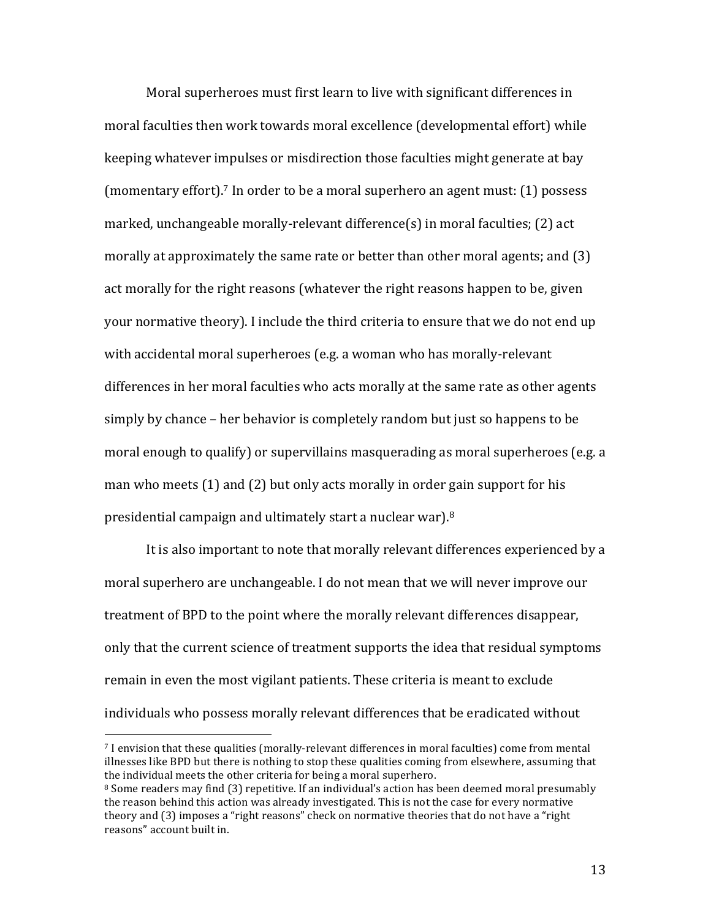Moral superheroes must first learn to live with significant differences in moral faculties then work towards moral excellence (developmental effort) while keeping whatever impulses or misdirection those faculties might generate at bay (momentary effort).[7] In order to be a moral superhero an agent must: (1) possess marked, unchangeable morally-relevant difference(s) in moral faculties; (2) act morally at approximately the same rate or better than other moral agents; and (3) act morally for the right reasons (whatever the right reasons happen to be, given your normative theory). I include the third criteria to ensure that we do not end up with accidental moral superheroes (e.g. a woman who has morally-relevant differences in her moral faculties who acts morally at the same rate as other agents simply by chance – her behavior is completely random but just so happens to be moral enough to qualify) or supervillains masquerading as moral superheroes (e.g. a man who meets (1) and (2) but only acts morally in order gain support for his presidential campaign and ultimately start a nuclear war).[8]

It is also important to note that morally relevant differences experienced by a moral superhero are unchangeable. I do not mean that we will never improve our treatment of BPD to the point where the morally relevant differences disappear, only that the current science of treatment supports the idea that residual symptoms remain in even the most vigilant patients. These criteria is meant to exclude individuals who possess morally relevant differences that be eradicated without

---

[7] I envision that these qualities (morally-relevant differences in moral faculties) come from mental illnesses like BPD but there is nothing to stop these qualities coming from elsewhere, assuming that the individual meets the other criteria for being a moral superhero.

[8] Some readers may find (3) repetitive. If an individual's action has been deemed moral presumably the reason behind this action was already investigated. This is not the case for every normative theory and (3) imposes a "right reasons" check on normative theories that do not have a "right reasons" account built in.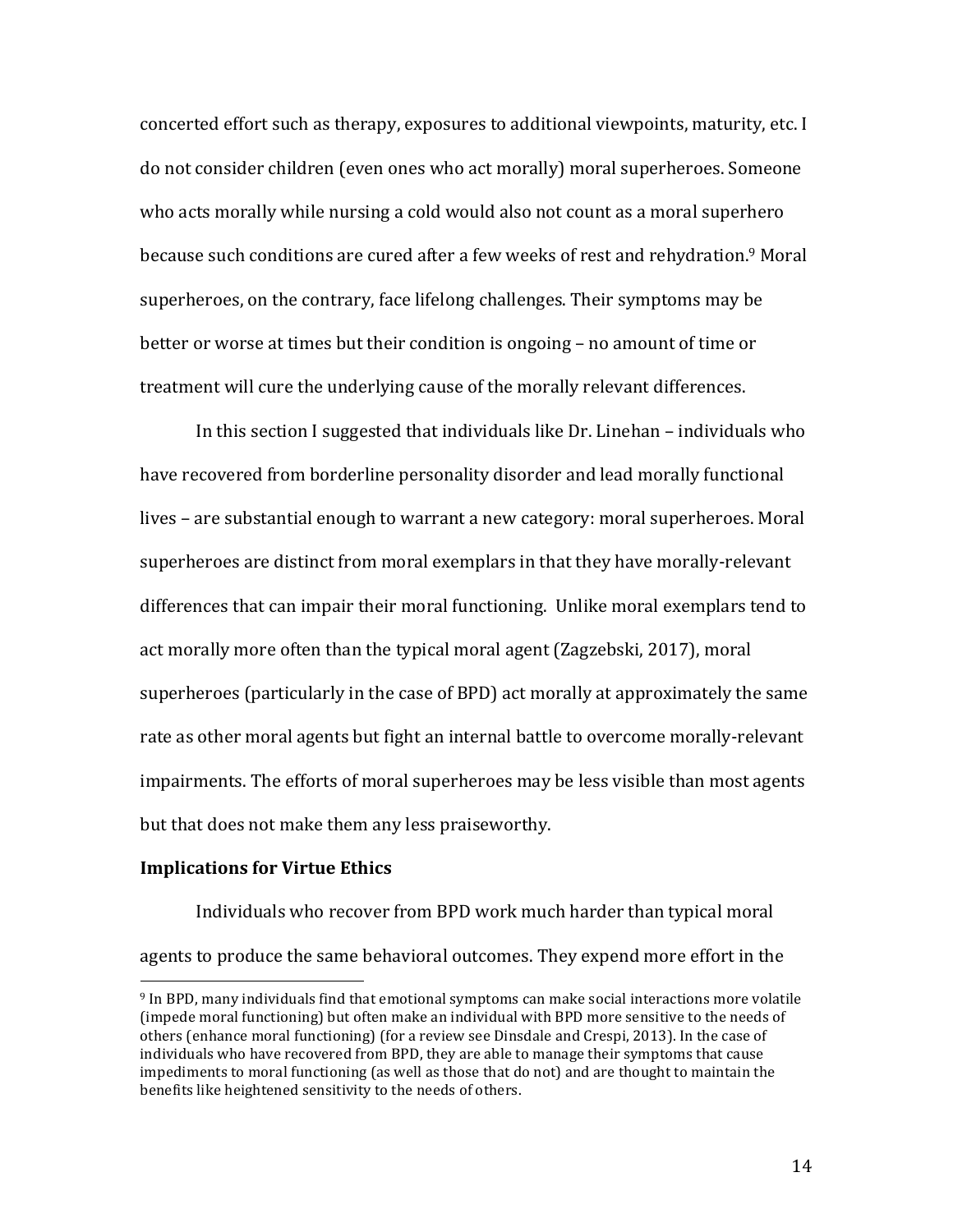concerted effort such as therapy, exposures to additional viewpoints, maturity, etc. I do not consider children (even ones who act morally) moral superheroes. Someone who acts morally while nursing a cold would also not count as a moral superhero because such conditions are cured after a few weeks of rest and rehydration.[9] Moral superheroes, on the contrary, face lifelong challenges. Their symptoms may be better or worse at times but their condition is ongoing – no amount of time or treatment will cure the underlying cause of the morally relevant differences.

In this section I suggested that individuals like Dr. Linehan – individuals who have recovered from borderline personality disorder and lead morally functional lives – are substantial enough to warrant a new category: moral superheroes. Moral superheroes are distinct from moral exemplars in that they have morally-relevant differences that can impair their moral functioning. Unlike moral exemplars tend to act morally more often than the typical moral agent (Zagzebski, 2017), moral superheroes (particularly in the case of BPD) act morally at approximately the same rate as other moral agents but fight an internal battle to overcome morally-relevant impairments. The efforts of moral superheroes may be less visible than most agents but that does not make them any less praiseworthy.

**Implications for Virtue Ethics**

Individuals who recover from BPD work much harder than typical moral agents to produce the same behavioral outcomes. They expend more effort in the

---

[9] In BPD, many individuals find that emotional symptoms can make social interactions more volatile (impede moral functioning) but often make an individual with BPD more sensitive to the needs of others (enhance moral functioning) (for a review see Dinsdale and Crespi, 2013). In the case of individuals who have recovered from BPD, they are able to manage their symptoms that cause impediments to moral functioning (as well as those that do not) and are thought to maintain the benefits like heightened sensitivity to the needs of others.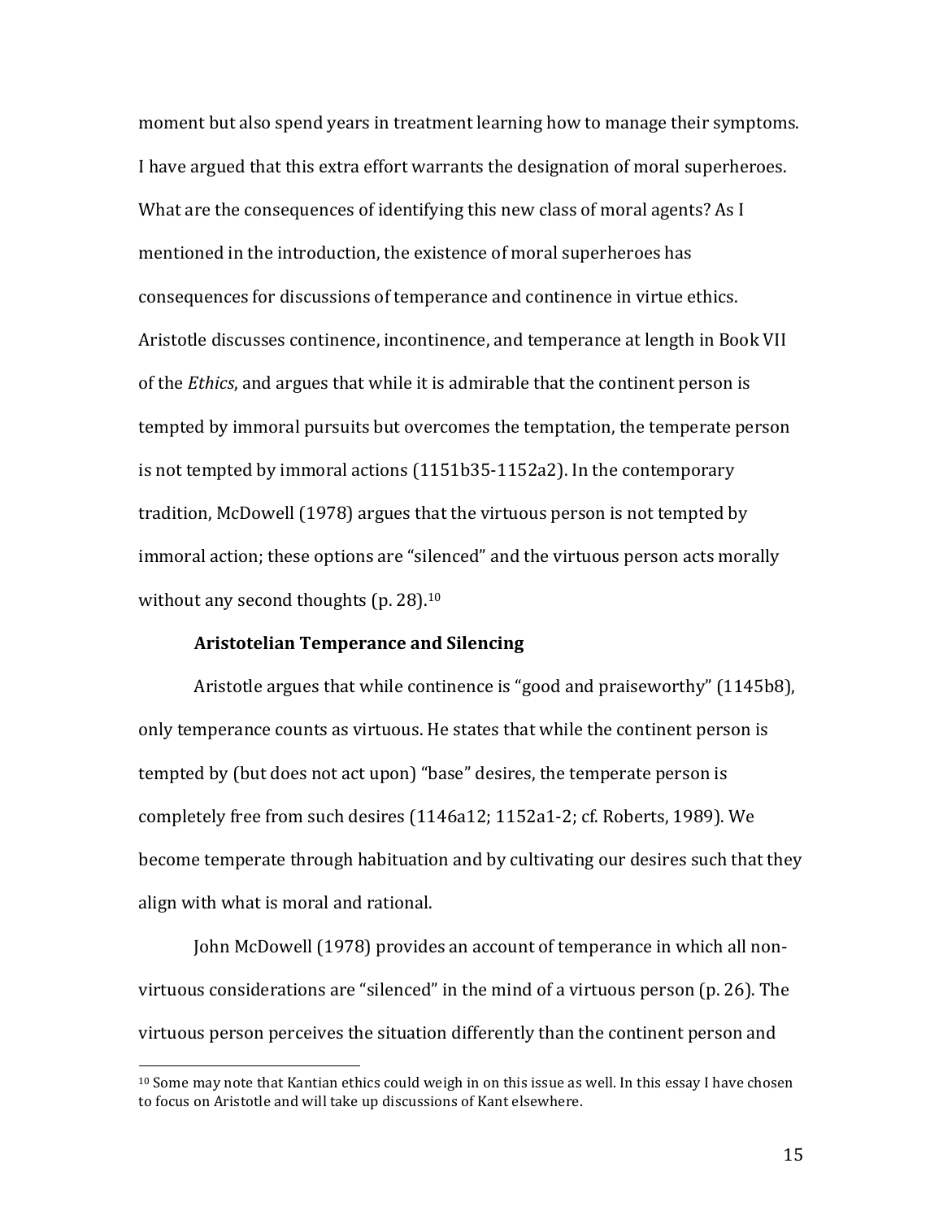moment but also spend years in treatment learning how to manage their symptoms. I have argued that this extra effort warrants the designation of moral superheroes. What are the consequences of identifying this new class of moral agents? As I mentioned in the introduction, the existence of moral superheroes has consequences for discussions of temperance and continence in virtue ethics. Aristotle discusses continence, incontinence, and temperance at length in Book VII of the *Ethics*, and argues that while it is admirable that the continent person is tempted by immoral pursuits but overcomes the temptation, the temperate person is not tempted by immoral actions (1151b35-1152a2). In the contemporary tradition, McDowell (1978) argues that the virtuous person is not tempted by immoral action; these options are "silenced" and the virtuous person acts morally without any second thoughts (p. 28).[10]

### Aristotelian Temperance and Silencing

Aristotle argues that while continence is "good and praiseworthy" (1145b8), only temperance counts as virtuous. He states that while the continent person is tempted by (but does not act upon) "base" desires, the temperate person is completely free from such desires (1146a12; 1152a1-2; cf. Roberts, 1989). We become temperate through habituation and by cultivating our desires such that they align with what is moral and rational.

John McDowell (1978) provides an account of temperance in which all non-virtuous considerations are "silenced" in the mind of a virtuous person (p. 26). The virtuous person perceives the situation differently than the continent person and

[10] Some may note that Kantian ethics could weigh in on this issue as well. In this essay I have chosen to focus on Aristotle and will take up discussions of Kant elsewhere.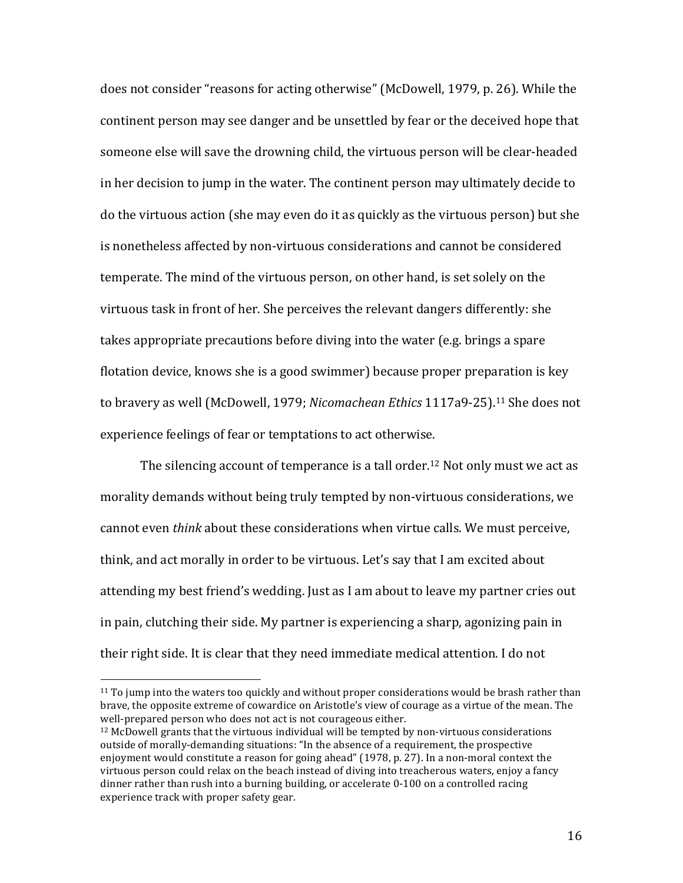does not consider "reasons for acting otherwise" (McDowell, 1979, p. 26). While the continent person may see danger and be unsettled by fear or the deceived hope that someone else will save the drowning child, the virtuous person will be clear-headed in her decision to jump in the water. The continent person may ultimately decide to do the virtuous action (she may even do it as quickly as the virtuous person) but she is nonetheless affected by non-virtuous considerations and cannot be considered temperate. The mind of the virtuous person, on other hand, is set solely on the virtuous task in front of her. She perceives the relevant dangers differently: she takes appropriate precautions before diving into the water (e.g. brings a spare flotation device, knows she is a good swimmer) because proper preparation is key to bravery as well (McDowell, 1979; *Nicomachean Ethics* 1117a9-25).[11] She does not experience feelings of fear or temptations to act otherwise.

The silencing account of temperance is a tall order.[12] Not only must we act as morality demands without being truly tempted by non-virtuous considerations, we cannot even *think* about these considerations when virtue calls. We must perceive, think, and act morally in order to be virtuous. Let's say that I am excited about attending my best friend's wedding. Just as I am about to leave my partner cries out in pain, clutching their side. My partner is experiencing a sharp, agonizing pain in their right side. It is clear that they need immediate medical attention. I do not

---

[11] To jump into the waters too quickly and without proper considerations would be brash rather than brave, the opposite extreme of cowardice on Aristotle's view of courage as a virtue of the mean. The well-prepared person who does not act is not courageous either.

[12] McDowell grants that the virtuous individual will be tempted by non-virtuous considerations outside of morally-demanding situations: "In the absence of a requirement, the prospective enjoyment would constitute a reason for going ahead" (1978, p. 27). In a non-moral context the virtuous person could relax on the beach instead of diving into treacherous waters, enjoy a fancy dinner rather than rush into a burning building, or accelerate 0-100 on a controlled racing experience track with proper safety gear.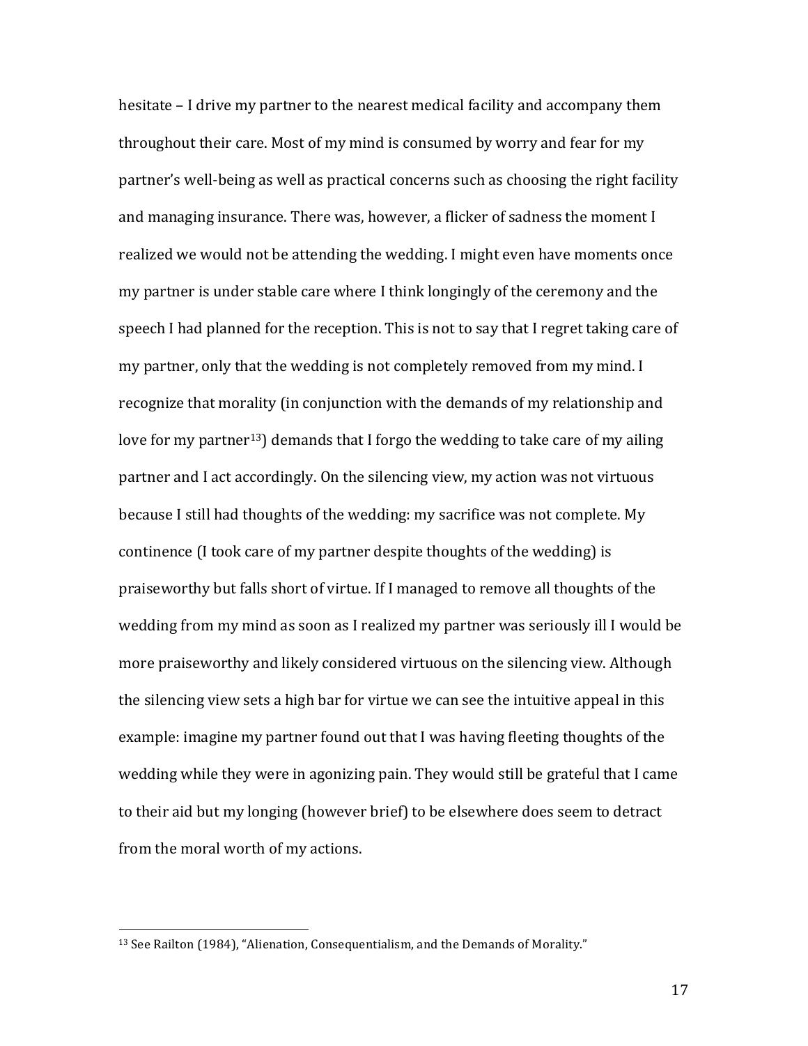hesitate – I drive my partner to the nearest medical facility and accompany them throughout their care. Most of my mind is consumed by worry and fear for my partner's well-being as well as practical concerns such as choosing the right facility and managing insurance. There was, however, a flicker of sadness the moment I realized we would not be attending the wedding. I might even have moments once my partner is under stable care where I think longingly of the ceremony and the speech I had planned for the reception. This is not to say that I regret taking care of my partner, only that the wedding is not completely removed from my mind. I recognize that morality (in conjunction with the demands of my relationship and love for my partner[13]) demands that I forgo the wedding to take care of my ailing partner and I act accordingly. On the silencing view, my action was not virtuous because I still had thoughts of the wedding: my sacrifice was not complete. My continence (I took care of my partner despite thoughts of the wedding) is praiseworthy but falls short of virtue. If I managed to remove all thoughts of the wedding from my mind as soon as I realized my partner was seriously ill I would be more praiseworthy and likely considered virtuous on the silencing view. Although the silencing view sets a high bar for virtue we can see the intuitive appeal in this example: imagine my partner found out that I was having fleeting thoughts of the wedding while they were in agonizing pain. They would still be grateful that I came to their aid but my longing (however brief) to be elsewhere does seem to detract from the moral worth of my actions.

---

[13] See Railton (1984), "Alienation, Consequentialism, and the Demands of Morality."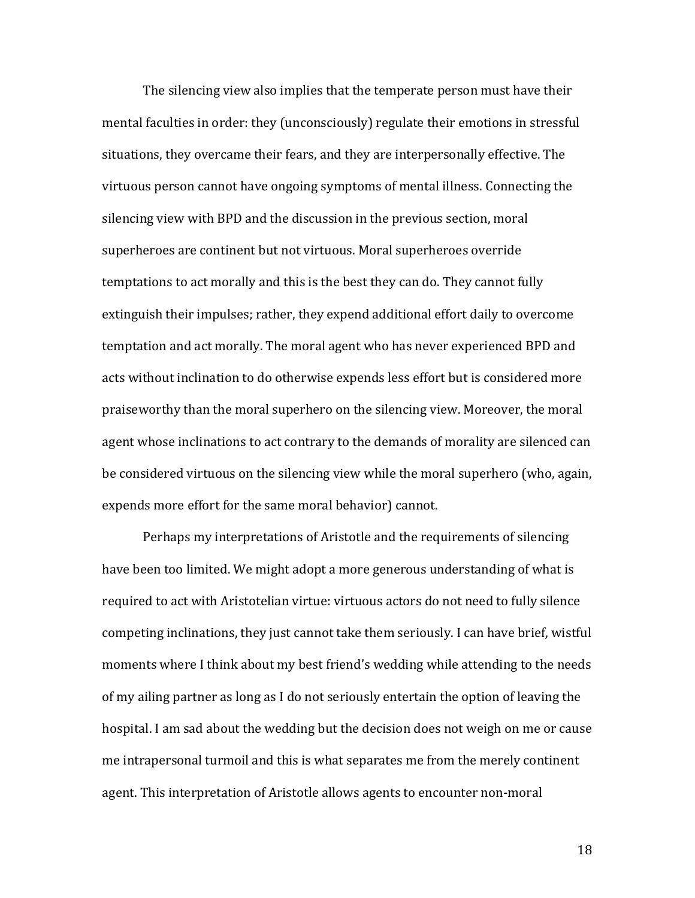The silencing view also implies that the temperate person must have their mental faculties in order: they (unconsciously) regulate their emotions in stressful situations, they overcame their fears, and they are interpersonally effective. The virtuous person cannot have ongoing symptoms of mental illness. Connecting the silencing view with BPD and the discussion in the previous section, moral superheroes are continent but not virtuous. Moral superheroes override temptations to act morally and this is the best they can do. They cannot fully extinguish their impulses; rather, they expend additional effort daily to overcome temptation and act morally. The moral agent who has never experienced BPD and acts without inclination to do otherwise expends less effort but is considered more praiseworthy than the moral superhero on the silencing view. Moreover, the moral agent whose inclinations to act contrary to the demands of morality are silenced can be considered virtuous on the silencing view while the moral superhero (who, again, expends more effort for the same moral behavior) cannot.

Perhaps my interpretations of Aristotle and the requirements of silencing have been too limited. We might adopt a more generous understanding of what is required to act with Aristotelian virtue: virtuous actors do not need to fully silence competing inclinations, they just cannot take them seriously. I can have brief, wistful moments where I think about my best friend's wedding while attending to the needs of my ailing partner as long as I do not seriously entertain the option of leaving the hospital. I am sad about the wedding but the decision does not weigh on me or cause me intrapersonal turmoil and this is what separates me from the merely continent agent. This interpretation of Aristotle allows agents to encounter non-moral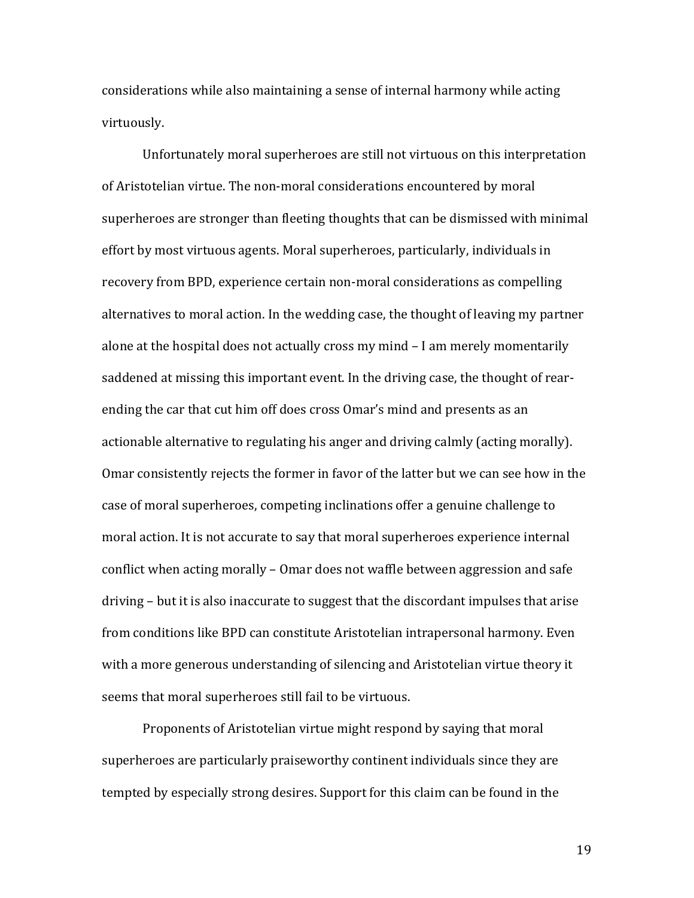considerations while also maintaining a sense of internal harmony while acting virtuously.

Unfortunately moral superheroes are still not virtuous on this interpretation of Aristotelian virtue. The non-moral considerations encountered by moral superheroes are stronger than fleeting thoughts that can be dismissed with minimal effort by most virtuous agents. Moral superheroes, particularly, individuals in recovery from BPD, experience certain non-moral considerations as compelling alternatives to moral action. In the wedding case, the thought of leaving my partner alone at the hospital does not actually cross my mind – I am merely momentarily saddened at missing this important event. In the driving case, the thought of rear-ending the car that cut him off does cross Omar's mind and presents as an actionable alternative to regulating his anger and driving calmly (acting morally). Omar consistently rejects the former in favor of the latter but we can see how in the case of moral superheroes, competing inclinations offer a genuine challenge to moral action. It is not accurate to say that moral superheroes experience internal conflict when acting morally – Omar does not waffle between aggression and safe driving – but it is also inaccurate to suggest that the discordant impulses that arise from conditions like BPD can constitute Aristotelian intrapersonal harmony. Even with a more generous understanding of silencing and Aristotelian virtue theory it seems that moral superheroes still fail to be virtuous.

Proponents of Aristotelian virtue might respond by saying that moral superheroes are particularly praiseworthy continent individuals since they are tempted by especially strong desires. Support for this claim can be found in the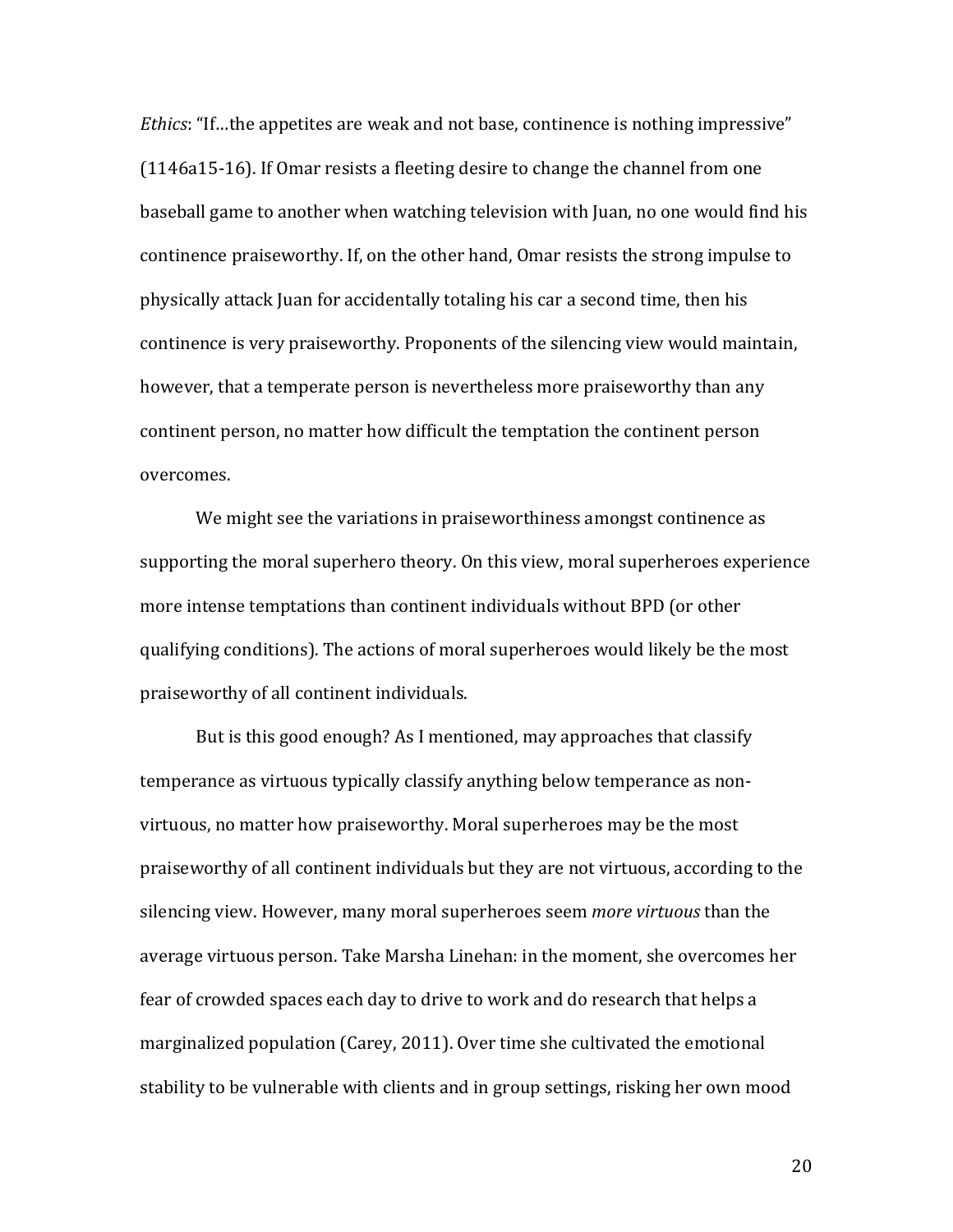*Ethics*: "If…the appetites are weak and not base, continence is nothing impressive" (1146a15-16). If Omar resists a fleeting desire to change the channel from one baseball game to another when watching television with Juan, no one would find his continence praiseworthy. If, on the other hand, Omar resists the strong impulse to physically attack Juan for accidentally totaling his car a second time, then his continence is very praiseworthy. Proponents of the silencing view would maintain, however, that a temperate person is nevertheless more praiseworthy than any continent person, no matter how difficult the temptation the continent person overcomes.

We might see the variations in praiseworthiness amongst continence as supporting the moral superhero theory. On this view, moral superheroes experience more intense temptations than continent individuals without BPD (or other qualifying conditions). The actions of moral superheroes would likely be the most praiseworthy of all continent individuals.

But is this good enough? As I mentioned, may approaches that classify temperance as virtuous typically classify anything below temperance as non-virtuous, no matter how praiseworthy. Moral superheroes may be the most praiseworthy of all continent individuals but they are not virtuous, according to the silencing view. However, many moral superheroes seem *more virtuous* than the average virtuous person. Take Marsha Linehan: in the moment, she overcomes her fear of crowded spaces each day to drive to work and do research that helps a marginalized population (Carey, 2011). Over time she cultivated the emotional stability to be vulnerable with clients and in group settings, risking her own mood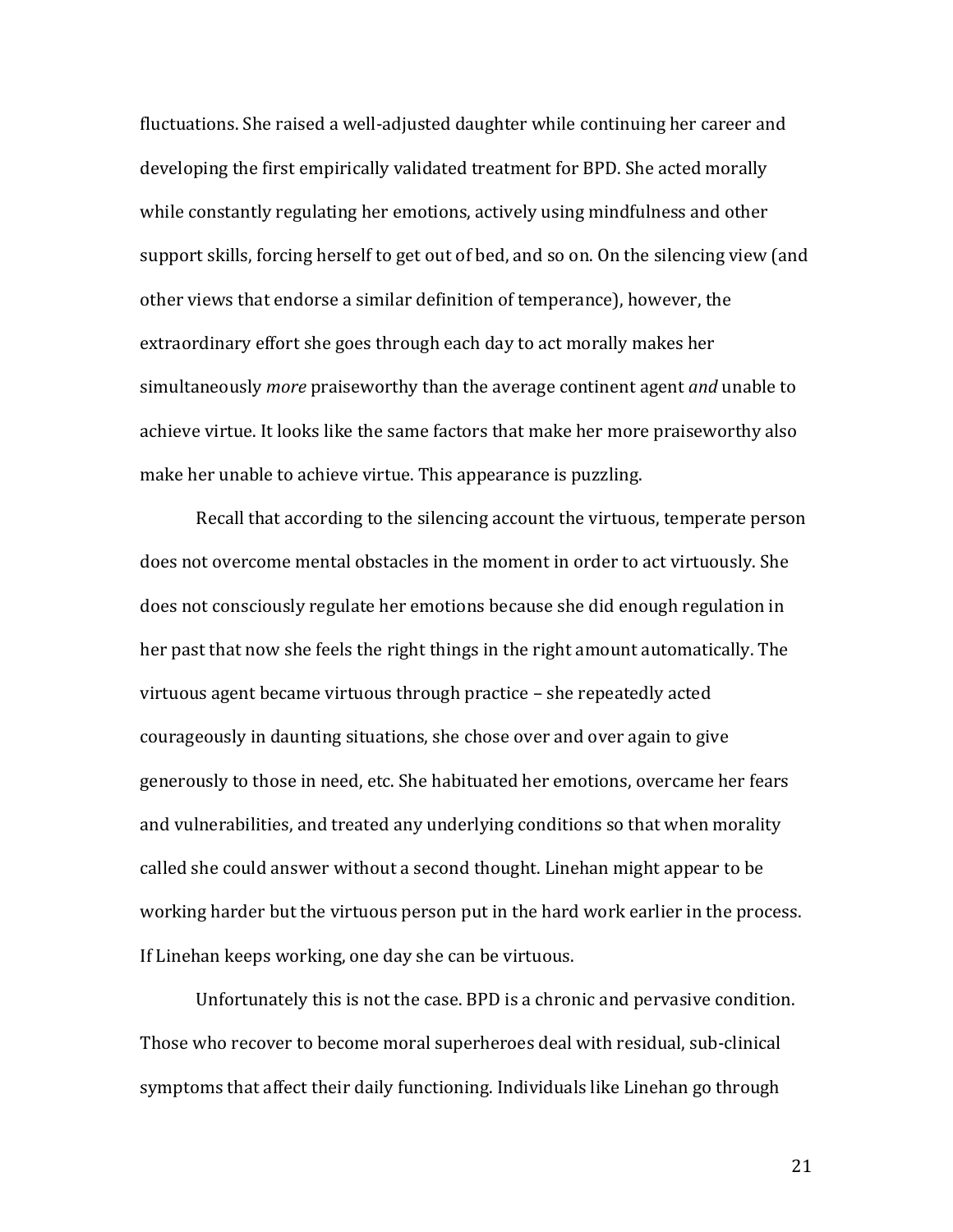fluctuations. She raised a well-adjusted daughter while continuing her career and developing the first empirically validated treatment for BPD. She acted morally while constantly regulating her emotions, actively using mindfulness and other support skills, forcing herself to get out of bed, and so on. On the silencing view (and other views that endorse a similar definition of temperance), however, the extraordinary effort she goes through each day to act morally makes her simultaneously *more* praiseworthy than the average continent agent *and* unable to achieve virtue. It looks like the same factors that make her more praiseworthy also make her unable to achieve virtue. This appearance is puzzling.

Recall that according to the silencing account the virtuous, temperate person does not overcome mental obstacles in the moment in order to act virtuously. She does not consciously regulate her emotions because she did enough regulation in her past that now she feels the right things in the right amount automatically. The virtuous agent became virtuous through practice – she repeatedly acted courageously in daunting situations, she chose over and over again to give generously to those in need, etc. She habituated her emotions, overcame her fears and vulnerabilities, and treated any underlying conditions so that when morality called she could answer without a second thought. Linehan might appear to be working harder but the virtuous person put in the hard work earlier in the process. If Linehan keeps working, one day she can be virtuous.

Unfortunately this is not the case. BPD is a chronic and pervasive condition. Those who recover to become moral superheroes deal with residual, sub-clinical symptoms that affect their daily functioning. Individuals like Linehan go through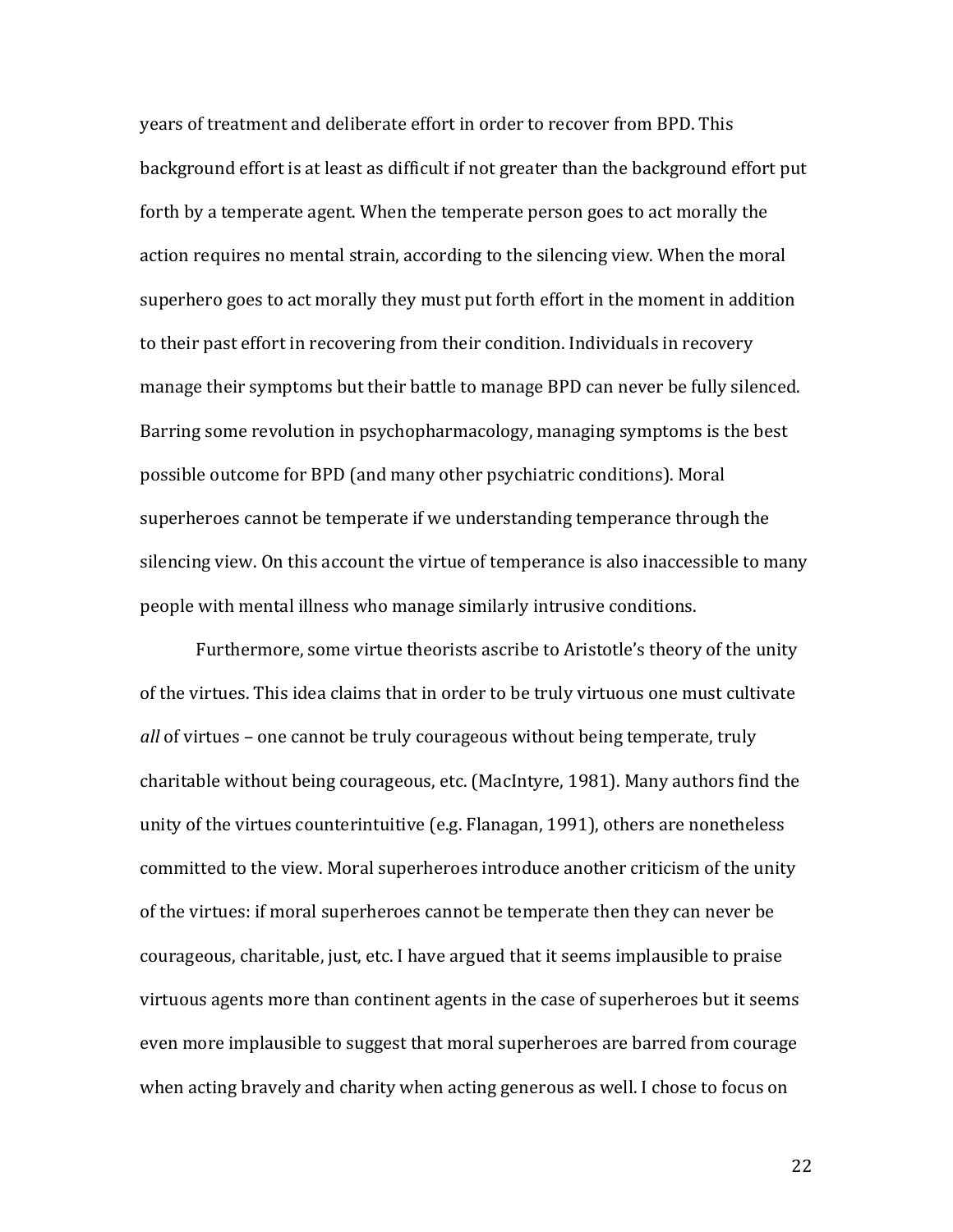years of treatment and deliberate effort in order to recover from BPD. This background effort is at least as difficult if not greater than the background effort put forth by a temperate agent. When the temperate person goes to act morally the action requires no mental strain, according to the silencing view. When the moral superhero goes to act morally they must put forth effort in the moment in addition to their past effort in recovering from their condition. Individuals in recovery manage their symptoms but their battle to manage BPD can never be fully silenced. Barring some revolution in psychopharmacology, managing symptoms is the best possible outcome for BPD (and many other psychiatric conditions). Moral superheroes cannot be temperate if we understanding temperance through the silencing view. On this account the virtue of temperance is also inaccessible to many people with mental illness who manage similarly intrusive conditions.

Furthermore, some virtue theorists ascribe to Aristotle's theory of the unity of the virtues. This idea claims that in order to be truly virtuous one must cultivate *all* of virtues – one cannot be truly courageous without being temperate, truly charitable without being courageous, etc. (MacIntyre, 1981). Many authors find the unity of the virtues counterintuitive (e.g. Flanagan, 1991), others are nonetheless committed to the view. Moral superheroes introduce another criticism of the unity of the virtues: if moral superheroes cannot be temperate then they can never be courageous, charitable, just, etc. I have argued that it seems implausible to praise virtuous agents more than continent agents in the case of superheroes but it seems even more implausible to suggest that moral superheroes are barred from courage when acting bravely and charity when acting generous as well. I chose to focus on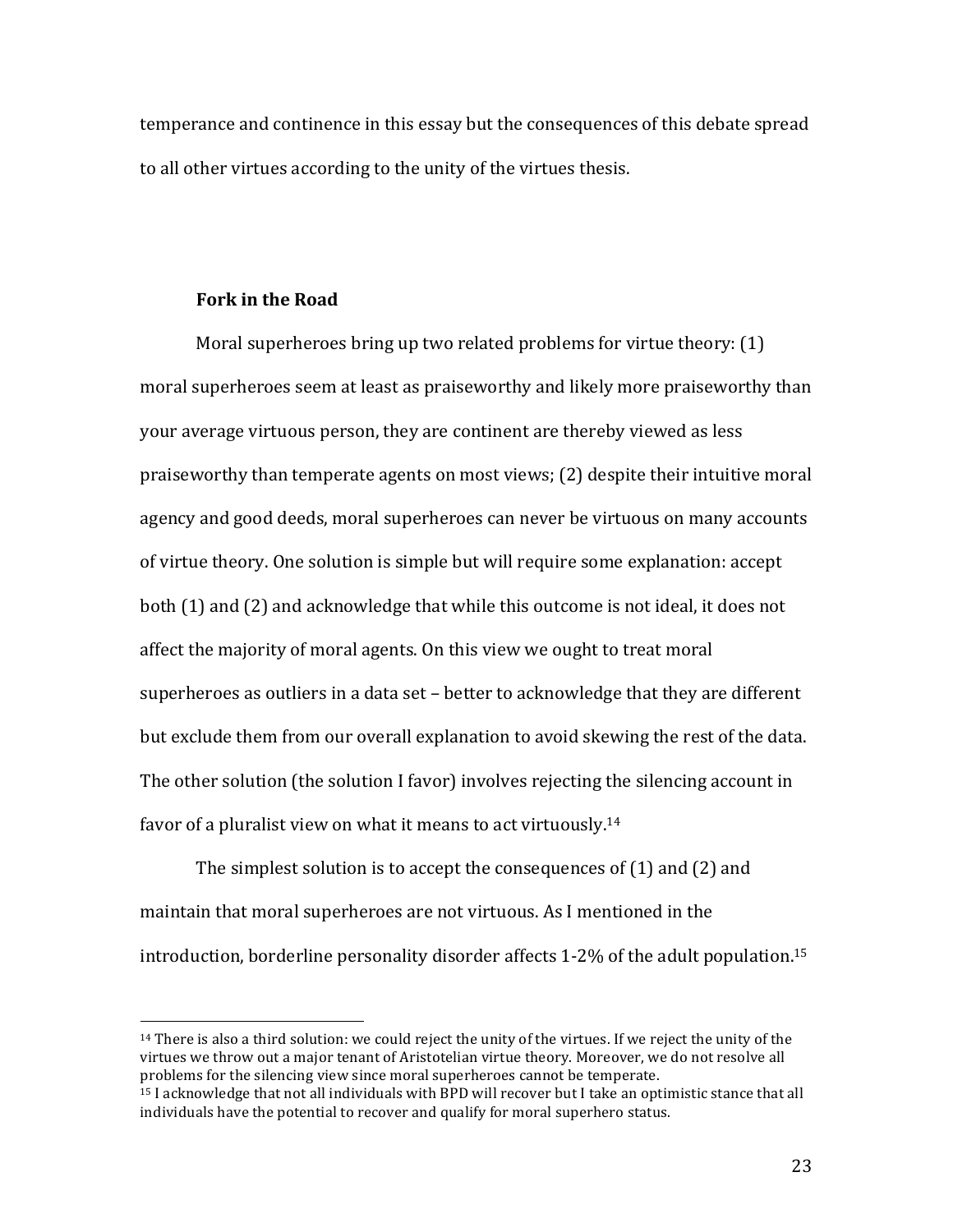temperance and continence in this essay but the consequences of this debate spread to all other virtues according to the unity of the virtues thesis.

**Fork in the Road**

Moral superheroes bring up two related problems for virtue theory: (1) moral superheroes seem at least as praiseworthy and likely more praiseworthy than your average virtuous person, they are continent are thereby viewed as less praiseworthy than temperate agents on most views; (2) despite their intuitive moral agency and good deeds, moral superheroes can never be virtuous on many accounts of virtue theory. One solution is simple but will require some explanation: accept both (1) and (2) and acknowledge that while this outcome is not ideal, it does not affect the majority of moral agents. On this view we ought to treat moral superheroes as outliers in a data set – better to acknowledge that they are different but exclude them from our overall explanation to avoid skewing the rest of the data. The other solution (the solution I favor) involves rejecting the silencing account in favor of a pluralist view on what it means to act virtuously.[14]

The simplest solution is to accept the consequences of (1) and (2) and maintain that moral superheroes are not virtuous. As I mentioned in the introduction, borderline personality disorder affects 1-2% of the adult population.[15]

---

[14] There is also a third solution: we could reject the unity of the virtues. If we reject the unity of the virtues we throw out a major tenant of Aristotelian virtue theory. Moreover, we do not resolve all problems for the silencing view since moral superheroes cannot be temperate.

[15] I acknowledge that not all individuals with BPD will recover but I take an optimistic stance that all individuals have the potential to recover and qualify for moral superhero status.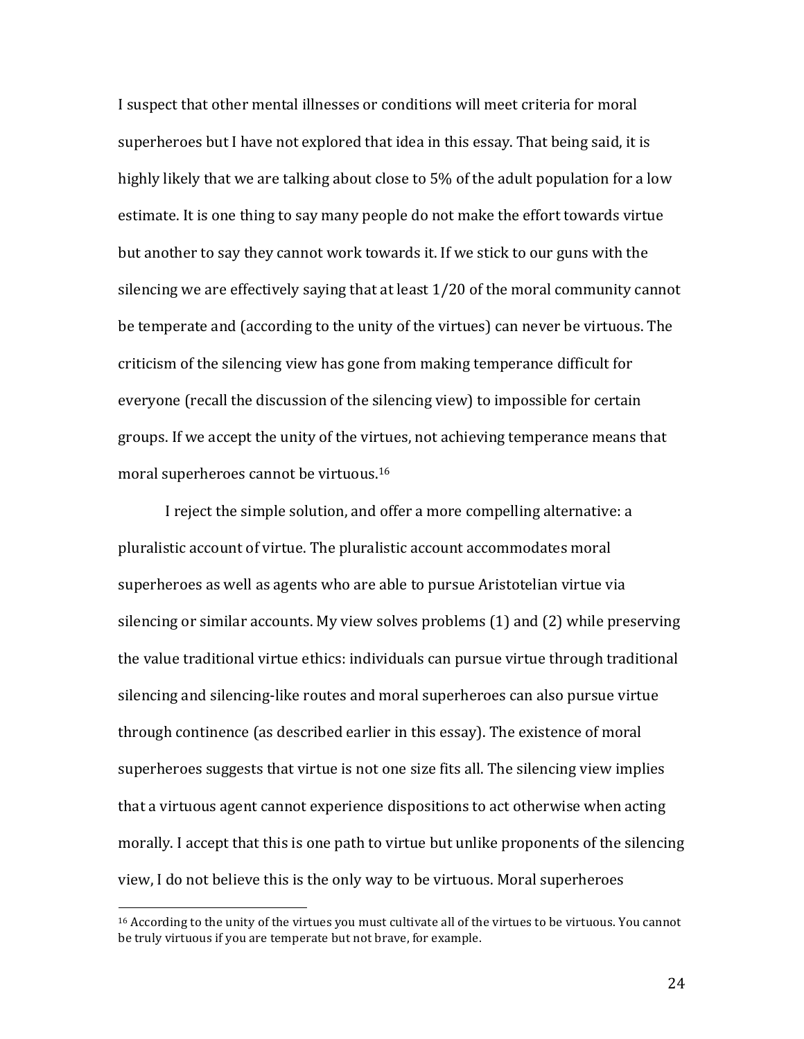I suspect that other mental illnesses or conditions will meet criteria for moral superheroes but I have not explored that idea in this essay. That being said, it is highly likely that we are talking about close to 5% of the adult population for a low estimate. It is one thing to say many people do not make the effort towards virtue but another to say they cannot work towards it. If we stick to our guns with the silencing we are effectively saying that at least 1/20 of the moral community cannot be temperate and (according to the unity of the virtues) can never be virtuous. The criticism of the silencing view has gone from making temperance difficult for everyone (recall the discussion of the silencing view) to impossible for certain groups. If we accept the unity of the virtues, not achieving temperance means that moral superheroes cannot be virtuous.[16]

I reject the simple solution, and offer a more compelling alternative: a pluralistic account of virtue. The pluralistic account accommodates moral superheroes as well as agents who are able to pursue Aristotelian virtue via silencing or similar accounts. My view solves problems (1) and (2) while preserving the value traditional virtue ethics: individuals can pursue virtue through traditional silencing and silencing-like routes and moral superheroes can also pursue virtue through continence (as described earlier in this essay). The existence of moral superheroes suggests that virtue is not one size fits all. The silencing view implies that a virtuous agent cannot experience dispositions to act otherwise when acting morally. I accept that this is one path to virtue but unlike proponents of the silencing view, I do not believe this is the only way to be virtuous. Moral superheroes

[16] According to the unity of the virtues you must cultivate all of the virtues to be virtuous. You cannot be truly virtuous if you are temperate but not brave, for example.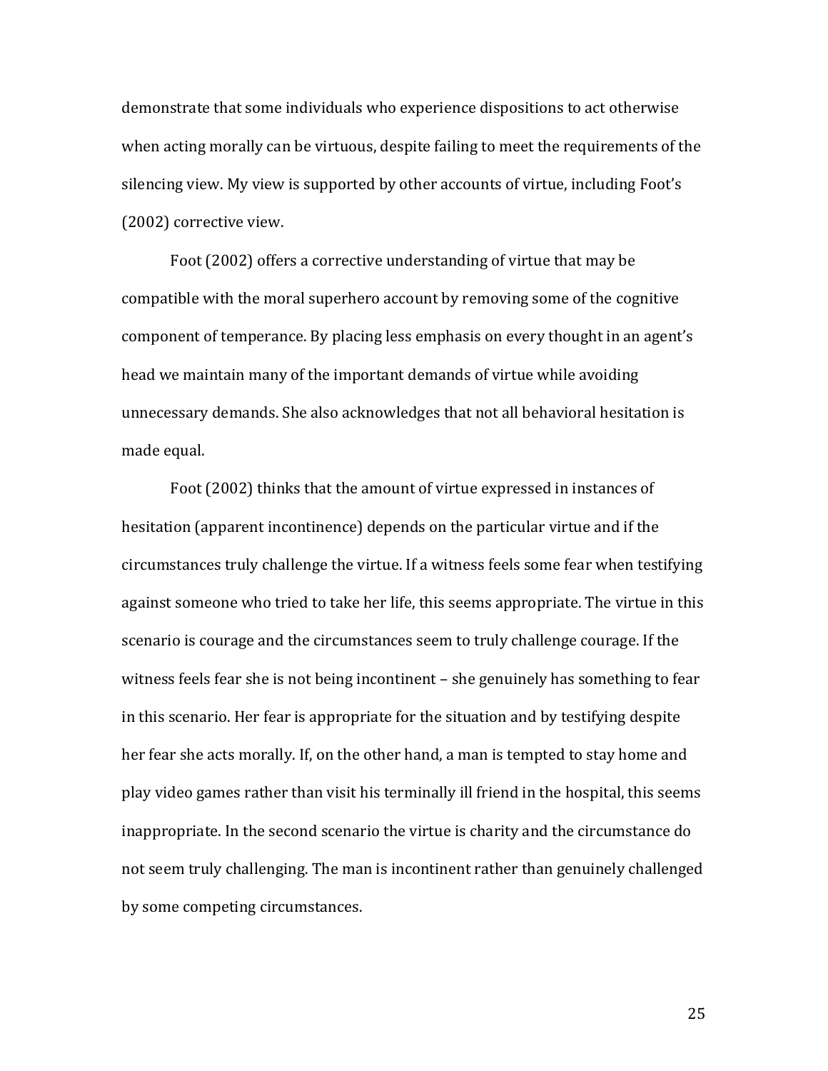demonstrate that some individuals who experience dispositions to act otherwise when acting morally can be virtuous, despite failing to meet the requirements of the silencing view. My view is supported by other accounts of virtue, including Foot's (2002) corrective view.

Foot (2002) offers a corrective understanding of virtue that may be compatible with the moral superhero account by removing some of the cognitive component of temperance. By placing less emphasis on every thought in an agent's head we maintain many of the important demands of virtue while avoiding unnecessary demands. She also acknowledges that not all behavioral hesitation is made equal.

Foot (2002) thinks that the amount of virtue expressed in instances of hesitation (apparent incontinence) depends on the particular virtue and if the circumstances truly challenge the virtue. If a witness feels some fear when testifying against someone who tried to take her life, this seems appropriate. The virtue in this scenario is courage and the circumstances seem to truly challenge courage. If the witness feels fear she is not being incontinent – she genuinely has something to fear in this scenario. Her fear is appropriate for the situation and by testifying despite her fear she acts morally. If, on the other hand, a man is tempted to stay home and play video games rather than visit his terminally ill friend in the hospital, this seems inappropriate. In the second scenario the virtue is charity and the circumstance do not seem truly challenging. The man is incontinent rather than genuinely challenged by some competing circumstances.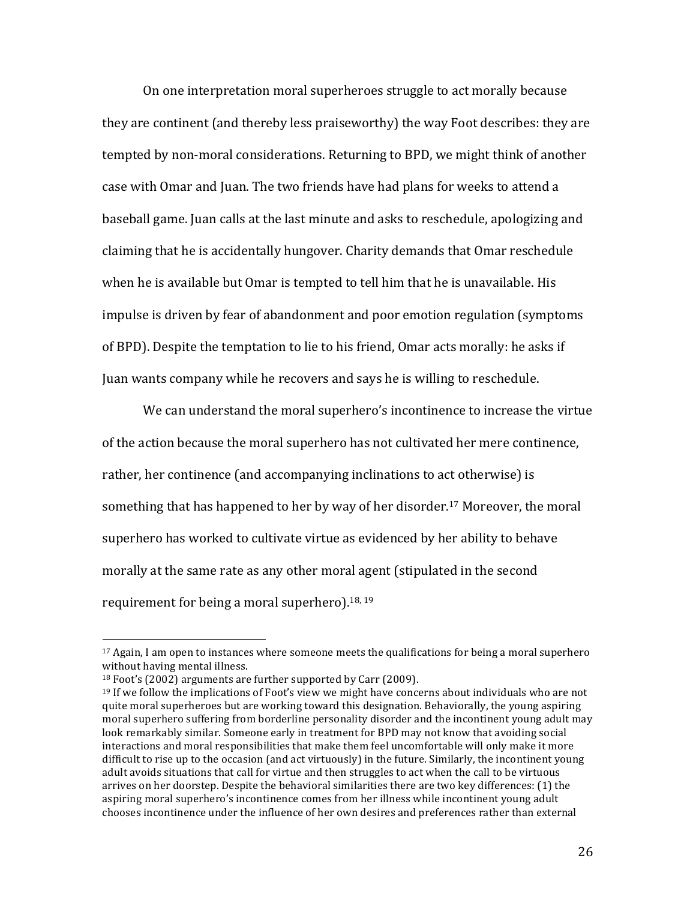On one interpretation moral superheroes struggle to act morally because they are continent (and thereby less praiseworthy) the way Foot describes: they are tempted by non-moral considerations. Returning to BPD, we might think of another case with Omar and Juan. The two friends have had plans for weeks to attend a baseball game. Juan calls at the last minute and asks to reschedule, apologizing and claiming that he is accidentally hungover. Charity demands that Omar reschedule when he is available but Omar is tempted to tell him that he is unavailable. His impulse is driven by fear of abandonment and poor emotion regulation (symptoms of BPD). Despite the temptation to lie to his friend, Omar acts morally: he asks if Juan wants company while he recovers and says he is willing to reschedule.

We can understand the moral superhero's incontinence to increase the virtue of the action because the moral superhero has not cultivated her mere continence, rather, her continence (and accompanying inclinations to act otherwise) is something that has happened to her by way of her disorder.[17] Moreover, the moral superhero has worked to cultivate virtue as evidenced by her ability to behave morally at the same rate as any other moral agent (stipulated in the second requirement for being a moral superhero).[18, 19]

---

[17] Again, I am open to instances where someone meets the qualifications for being a moral superhero without having mental illness.

[18] Foot's (2002) arguments are further supported by Carr (2009).

[19] If we follow the implications of Foot's view we might have concerns about individuals who are not quite moral superheroes but are working toward this designation. Behaviorally, the young aspiring moral superhero suffering from borderline personality disorder and the incontinent young adult may look remarkably similar. Someone early in treatment for BPD may not know that avoiding social interactions and moral responsibilities that make them feel uncomfortable will only make it more difficult to rise up to the occasion (and act virtuously) in the future. Similarly, the incontinent young adult avoids situations that call for virtue and then struggles to act when the call to be virtuous arrives on her doorstep. Despite the behavioral similarities there are two key differences: (1) the aspiring moral superhero's incontinence comes from her illness while incontinent young adult chooses incontinence under the influence of her own desires and preferences rather than external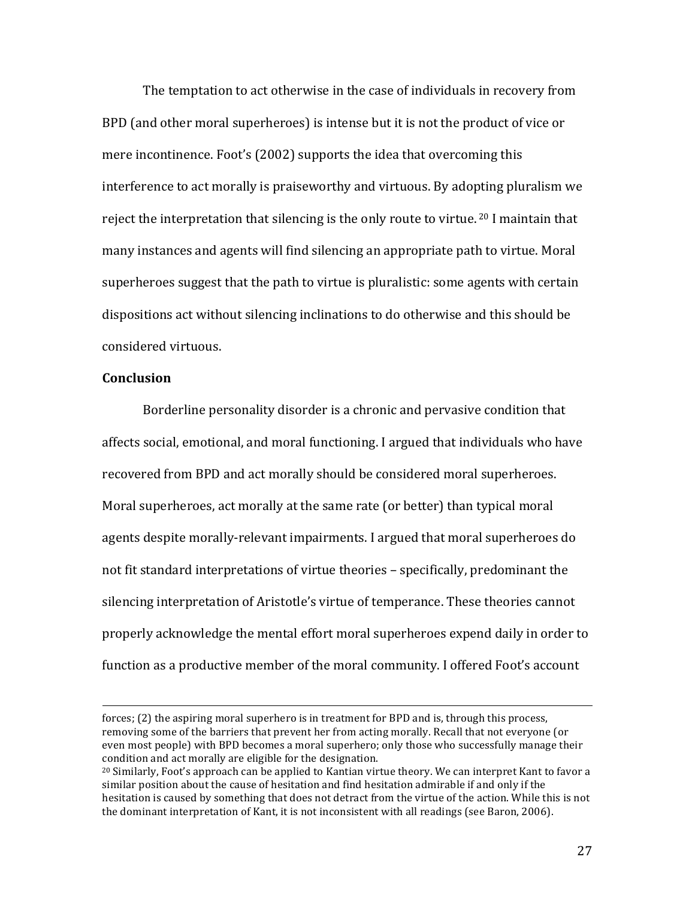The temptation to act otherwise in the case of individuals in recovery from BPD (and other moral superheroes) is intense but it is not the product of vice or mere incontinence. Foot's (2002) supports the idea that overcoming this interference to act morally is praiseworthy and virtuous. By adopting pluralism we reject the interpretation that silencing is the only route to virtue. [20] I maintain that many instances and agents will find silencing an appropriate path to virtue. Moral superheroes suggest that the path to virtue is pluralistic: some agents with certain dispositions act without silencing inclinations to do otherwise and this should be considered virtuous.

**Conclusion**

Borderline personality disorder is a chronic and pervasive condition that affects social, emotional, and moral functioning. I argued that individuals who have recovered from BPD and act morally should be considered moral superheroes. Moral superheroes, act morally at the same rate (or better) than typical moral agents despite morally-relevant impairments. I argued that moral superheroes do not fit standard interpretations of virtue theories – specifically, predominant the silencing interpretation of Aristotle's virtue of temperance. These theories cannot properly acknowledge the mental effort moral superheroes expend daily in order to function as a productive member of the moral community. I offered Foot's account

---

forces; (2) the aspiring moral superhero is in treatment for BPD and is, through this process, removing some of the barriers that prevent her from acting morally. Recall that not everyone (or even most people) with BPD becomes a moral superhero; only those who successfully manage their condition and act morally are eligible for the designation.

[20] Similarly, Foot's approach can be applied to Kantian virtue theory. We can interpret Kant to favor a similar position about the cause of hesitation and find hesitation admirable if and only if the hesitation is caused by something that does not detract from the virtue of the action. While this is not the dominant interpretation of Kant, it is not inconsistent with all readings (see Baron, 2006).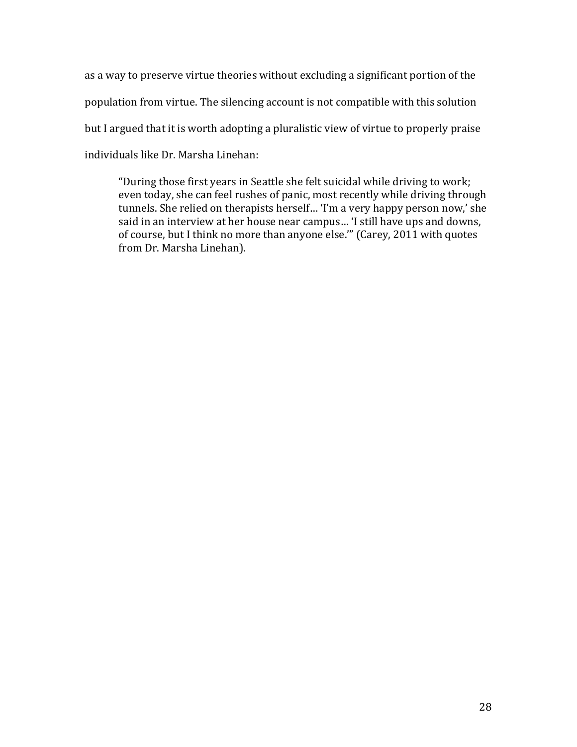as a way to preserve virtue theories without excluding a significant portion of the population from virtue. The silencing account is not compatible with this solution but I argued that it is worth adopting a pluralistic view of virtue to properly praise individuals like Dr. Marsha Linehan:

> "During those first years in Seattle she felt suicidal while driving to work; even today, she can feel rushes of panic, most recently while driving through tunnels. She relied on therapists herself… 'I'm a very happy person now,' she said in an interview at her house near campus… 'I still have ups and downs, of course, but I think no more than anyone else.'" (Carey, 2011 with quotes from Dr. Marsha Linehan).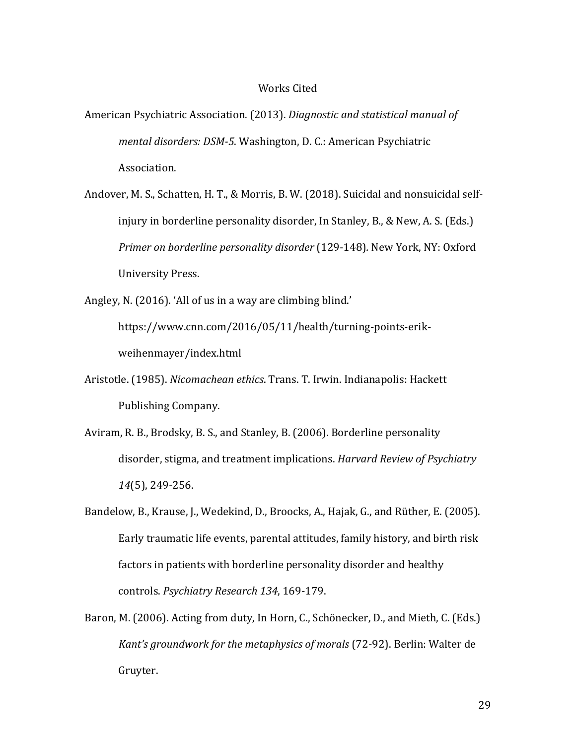# Works Cited

American Psychiatric Association. (2013). *Diagnostic and statistical manual of mental disorders: DSM-5*. Washington, D. C.: American Psychiatric Association.

Andover, M. S., Schatten, H. T., & Morris, B. W. (2018). Suicidal and nonsuicidal self-injury in borderline personality disorder, In Stanley, B., & New, A. S. (Eds.) *Primer on borderline personality disorder* (129-148). New York, NY: Oxford University Press.

Angley, N. (2016). 'All of us in a way are climbing blind.' https://www.cnn.com/2016/05/11/health/turning-points-erik-weihenmayer/index.html

Aristotle. (1985). *Nicomachean ethics*. Trans. T. Irwin. Indianapolis: Hackett Publishing Company.

Aviram, R. B., Brodsky, B. S., and Stanley, B. (2006). Borderline personality disorder, stigma, and treatment implications. *Harvard Review of Psychiatry 14*(5), 249-256.

Bandelow, B., Krause, J., Wedekind, D., Broocks, A., Hajak, G., and Rüther, E. (2005). Early traumatic life events, parental attitudes, family history, and birth risk factors in patients with borderline personality disorder and healthy controls. *Psychiatry Research 134*, 169-179.

Baron, M. (2006). Acting from duty, In Horn, C., Schönecker, D., and Mieth, C. (Eds.) *Kant's groundwork for the metaphysics of morals* (72-92). Berlin: Walter de Gruyter.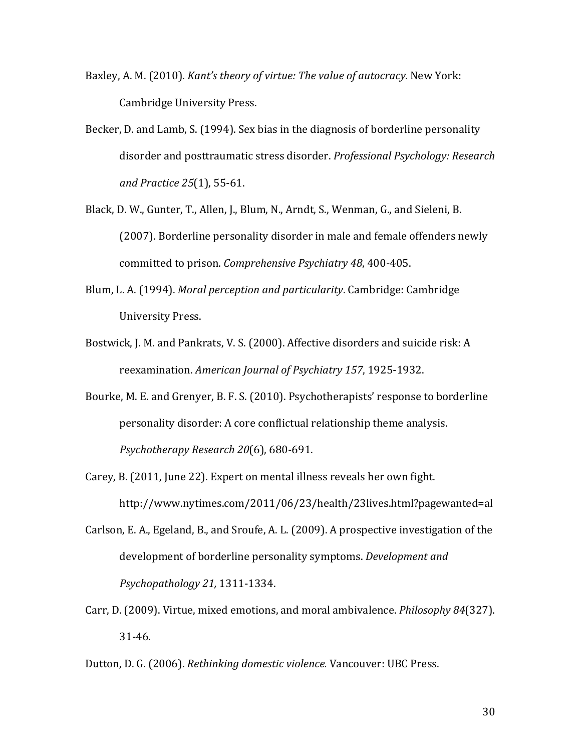Baxley, A. M. (2010). *Kant's theory of virtue: The value of autocracy.* New York: Cambridge University Press.

Becker, D. and Lamb, S. (1994). Sex bias in the diagnosis of borderline personality disorder and posttraumatic stress disorder. *Professional Psychology: Research and Practice 25*(1), 55-61.

Black, D. W., Gunter, T., Allen, J., Blum, N., Arndt, S., Wenman, G., and Sieleni, B. (2007). Borderline personality disorder in male and female offenders newly committed to prison. *Comprehensive Psychiatry 48*, 400-405.

Blum, L. A. (1994). *Moral perception and particularity*. Cambridge: Cambridge University Press.

Bostwick, J. M. and Pankrats, V. S. (2000). Affective disorders and suicide risk: A reexamination. *American Journal of Psychiatry 157*, 1925-1932.

Bourke, M. E. and Grenyer, B. F. S. (2010). Psychotherapists' response to borderline personality disorder: A core conflictual relationship theme analysis. *Psychotherapy Research 20*(6), 680-691.

Carey, B. (2011, June 22). Expert on mental illness reveals her own fight. http://www.nytimes.com/2011/06/23/health/23lives.html?pagewanted=al

Carlson, E. A., Egeland, B., and Sroufe, A. L. (2009). A prospective investigation of the development of borderline personality symptoms. *Development and Psychopathology 21,* 1311-1334.

Carr, D. (2009). Virtue, mixed emotions, and moral ambivalence. *Philosophy 84*(327). 31-46.

Dutton, D. G. (2006). *Rethinking domestic violence.* Vancouver: UBC Press.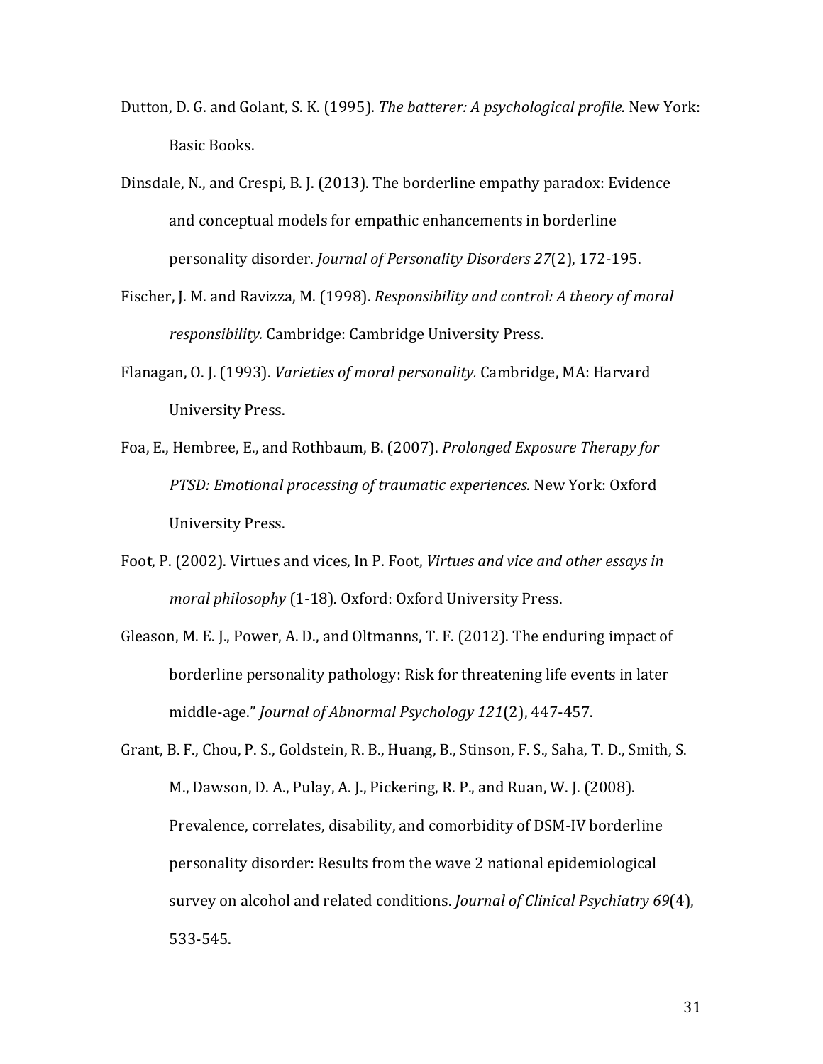Dutton, D. G. and Golant, S. K. (1995). *The batterer: A psychological profile.* New York: Basic Books.

Dinsdale, N., and Crespi, B. J. (2013). The borderline empathy paradox: Evidence and conceptual models for empathic enhancements in borderline personality disorder. *Journal of Personality Disorders 27*(2), 172-195.

Fischer, J. M. and Ravizza, M. (1998). *Responsibility and control: A theory of moral responsibility.* Cambridge: Cambridge University Press.

Flanagan, O. J. (1993). *Varieties of moral personality.* Cambridge, MA: Harvard University Press.

Foa, E., Hembree, E., and Rothbaum, B. (2007). *Prolonged Exposure Therapy for PTSD: Emotional processing of traumatic experiences.* New York: Oxford University Press.

Foot, P. (2002). Virtues and vices, In P. Foot, *Virtues and vice and other essays in moral philosophy* (1-18)*.* Oxford: Oxford University Press.

Gleason, M. E. J., Power, A. D., and Oltmanns, T. F. (2012). The enduring impact of borderline personality pathology: Risk for threatening life events in later middle-age." *Journal of Abnormal Psychology 121*(2), 447-457.

Grant, B. F., Chou, P. S., Goldstein, R. B., Huang, B., Stinson, F. S., Saha, T. D., Smith, S. M., Dawson, D. A., Pulay, A. J., Pickering, R. P., and Ruan, W. J. (2008). Prevalence, correlates, disability, and comorbidity of DSM-IV borderline personality disorder: Results from the wave 2 national epidemiological survey on alcohol and related conditions. *Journal of Clinical Psychiatry 69*(4), 533-545.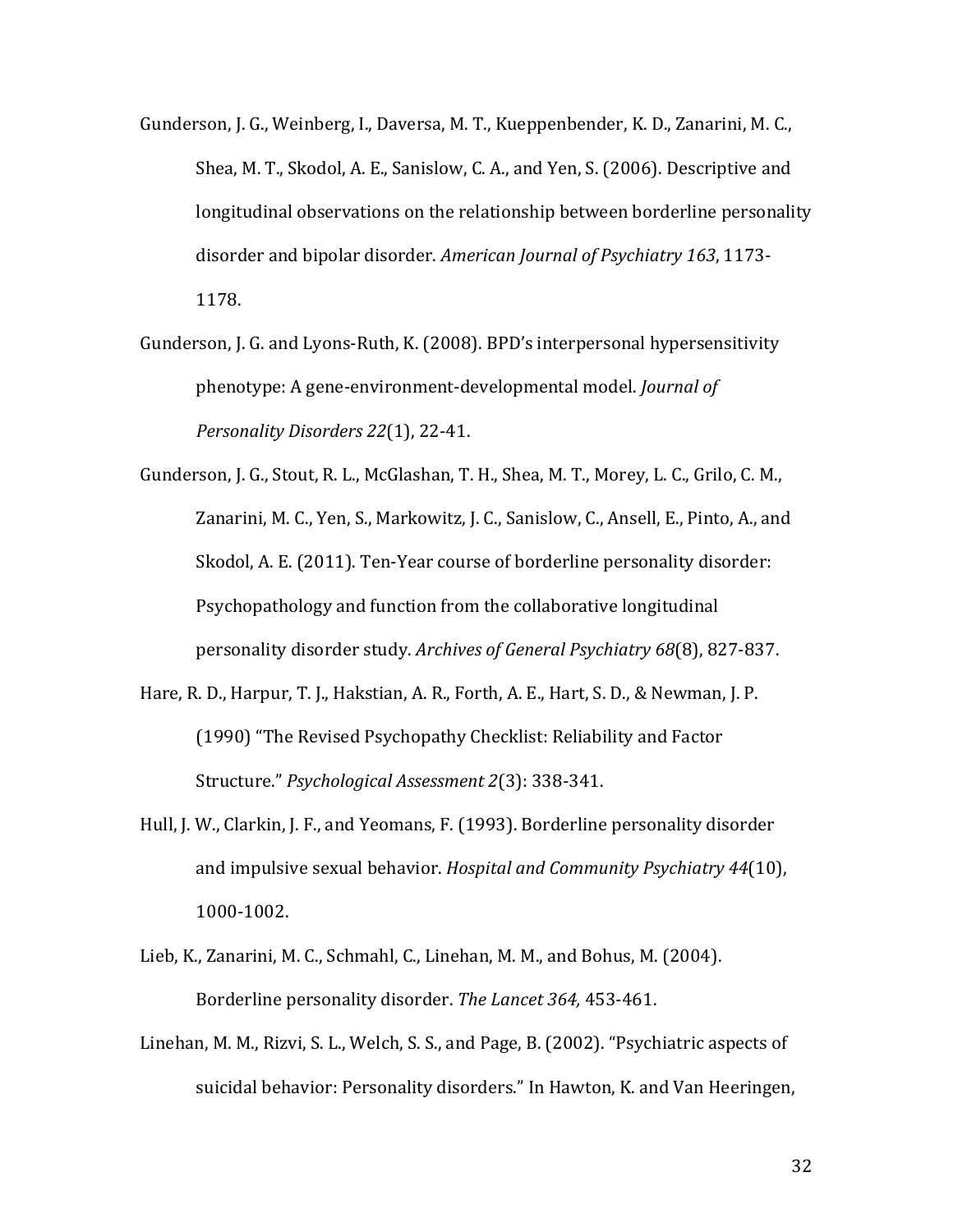Gunderson, J. G., Weinberg, I., Daversa, M. T., Kueppenbender, K. D., Zanarini, M. C., Shea, M. T., Skodol, A. E., Sanislow, C. A., and Yen, S. (2006). Descriptive and longitudinal observations on the relationship between borderline personality disorder and bipolar disorder. *American Journal of Psychiatry 163*, 1173-1178.

Gunderson, J. G. and Lyons-Ruth, K. (2008). BPD's interpersonal hypersensitivity phenotype: A gene-environment-developmental model. *Journal of Personality Disorders 22*(1), 22-41.

Gunderson, J. G., Stout, R. L., McGlashan, T. H., Shea, M. T., Morey, L. C., Grilo, C. M., Zanarini, M. C., Yen, S., Markowitz, J. C., Sanislow, C., Ansell, E., Pinto, A., and Skodol, A. E. (2011). Ten-Year course of borderline personality disorder: Psychopathology and function from the collaborative longitudinal personality disorder study. *Archives of General Psychiatry 68*(8), 827-837.

Hare, R. D., Harpur, T. J., Hakstian, A. R., Forth, A. E., Hart, S. D., & Newman, J. P. (1990) "The Revised Psychopathy Checklist: Reliability and Factor Structure." *Psychological Assessment 2*(3): 338-341.

Hull, J. W., Clarkin, J. F., and Yeomans, F. (1993). Borderline personality disorder and impulsive sexual behavior. *Hospital and Community Psychiatry 44*(10), 1000-1002.

Lieb, K., Zanarini, M. C., Schmahl, C., Linehan, M. M., and Bohus, M. (2004). Borderline personality disorder. *The Lancet 364,* 453-461.

Linehan, M. M., Rizvi, S. L., Welch, S. S., and Page, B. (2002). "Psychiatric aspects of suicidal behavior: Personality disorders." In Hawton, K. and Van Heeringen,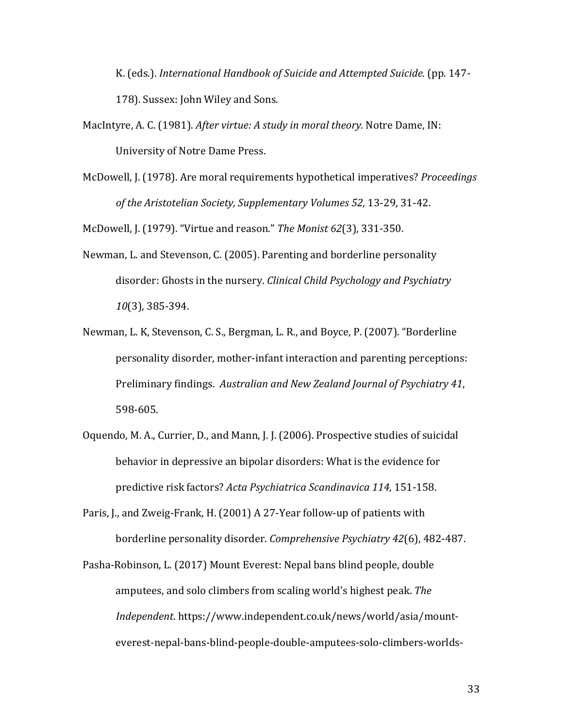K. (eds.). *International Handbook of Suicide and Attempted Suicide.* (pp. 147-178). Sussex: John Wiley and Sons.

MacIntyre, A. C. (1981). *After virtue: A study in moral theory.* Notre Dame, IN: University of Notre Dame Press.

McDowell, J. (1978). Are moral requirements hypothetical imperatives? *Proceedings of the Aristotelian Society, Supplementary Volumes 52,* 13-29, 31-42.

McDowell, J. (1979). "Virtue and reason." *The Monist 62*(3), 331-350.

Newman, L. and Stevenson, C. (2005). Parenting and borderline personality disorder: Ghosts in the nursery. *Clinical Child Psychology and Psychiatry 10*(3), 385-394.

Newman, L. K, Stevenson, C. S., Bergman, L. R., and Boyce, P. (2007). "Borderline personality disorder, mother-infant interaction and parenting perceptions: Preliminary findings. *Australian and New Zealand Journal of Psychiatry 41*, 598-605.

Oquendo, M. A., Currier, D., and Mann, J. J. (2006). Prospective studies of suicidal behavior in depressive an bipolar disorders: What is the evidence for predictive risk factors? *Acta Psychiatrica Scandinavica 114*, 151-158.

Paris, J., and Zweig-Frank, H. (2001) A 27-Year follow-up of patients with borderline personality disorder. *Comprehensive Psychiatry 42*(6), 482-487.

Pasha-Robinson, L. (2017) Mount Everest: Nepal bans blind people, double amputees, and solo climbers from scaling world's highest peak. *The Independent*. https://www.independent.co.uk/news/world/asia/mount-everest-nepal-bans-blind-people-double-amputees-solo-climbers-worlds-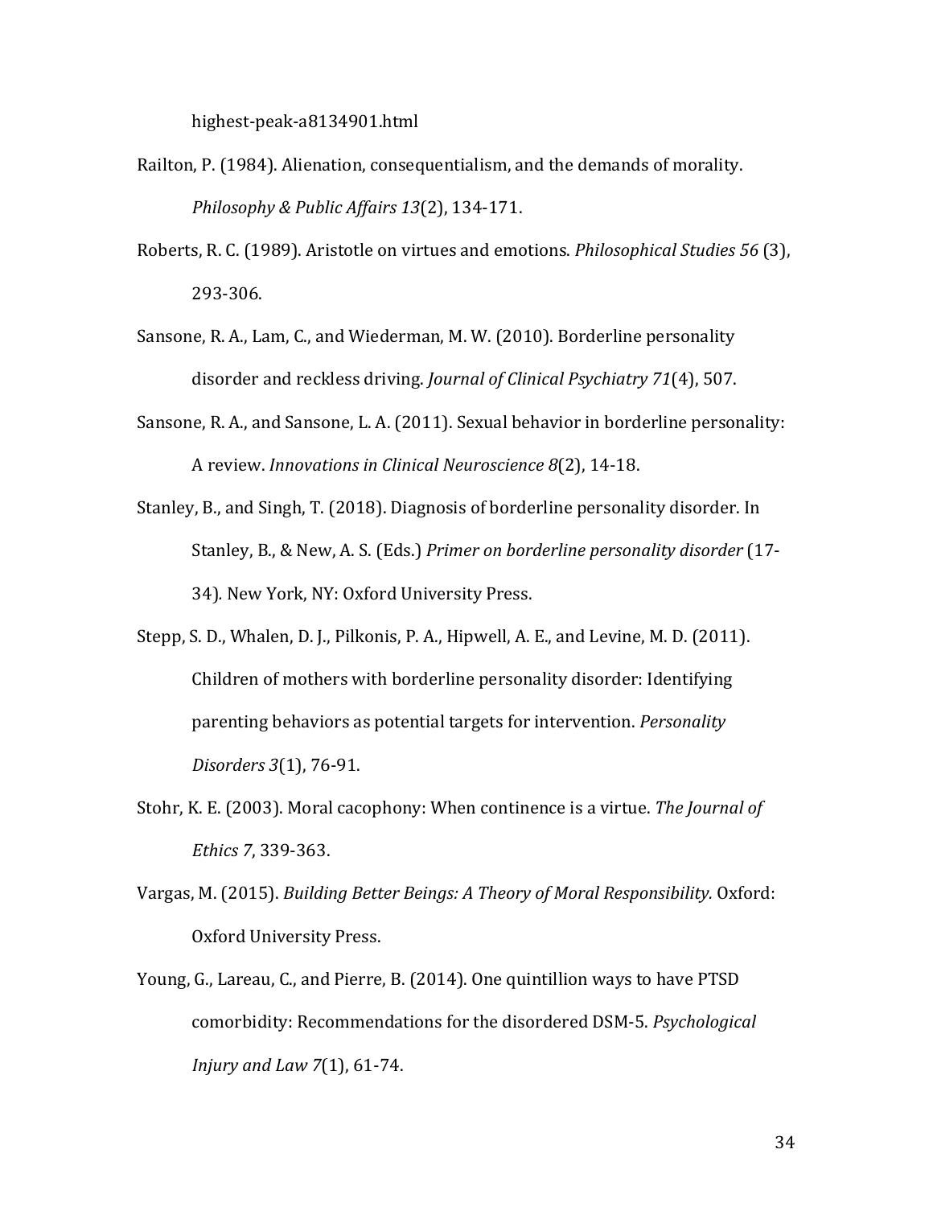highest-peak-a8134901.html

Railton, P. (1984). Alienation, consequentialism, and the demands of morality. *Philosophy & Public Affairs 13*(2), 134-171.

Roberts, R. C. (1989). Aristotle on virtues and emotions. *Philosophical Studies 56* (3), 293-306.

Sansone, R. A., Lam, C., and Wiederman, M. W. (2010). Borderline personality disorder and reckless driving. *Journal of Clinical Psychiatry 71*(4), 507.

Sansone, R. A., and Sansone, L. A. (2011). Sexual behavior in borderline personality: A review. *Innovations in Clinical Neuroscience 8*(2), 14-18.

Stanley, B., and Singh, T. (2018). Diagnosis of borderline personality disorder. In Stanley, B., & New, A. S. (Eds.) *Primer on borderline personality disorder* (17-34)*.* New York, NY: Oxford University Press.

Stepp, S. D., Whalen, D. J., Pilkonis, P. A., Hipwell, A. E., and Levine, M. D. (2011). Children of mothers with borderline personality disorder: Identifying parenting behaviors as potential targets for intervention. *Personality Disorders 3*(1), 76-91.

Stohr, K. E. (2003). Moral cacophony: When continence is a virtue. *The Journal of Ethics 7*, 339-363.

Vargas, M. (2015). *Building Better Beings: A Theory of Moral Responsibility.* Oxford: Oxford University Press.

Young, G., Lareau, C., and Pierre, B. (2014). One quintillion ways to have PTSD comorbidity: Recommendations for the disordered DSM-5. *Psychological Injury and Law 7*(1), 61-74.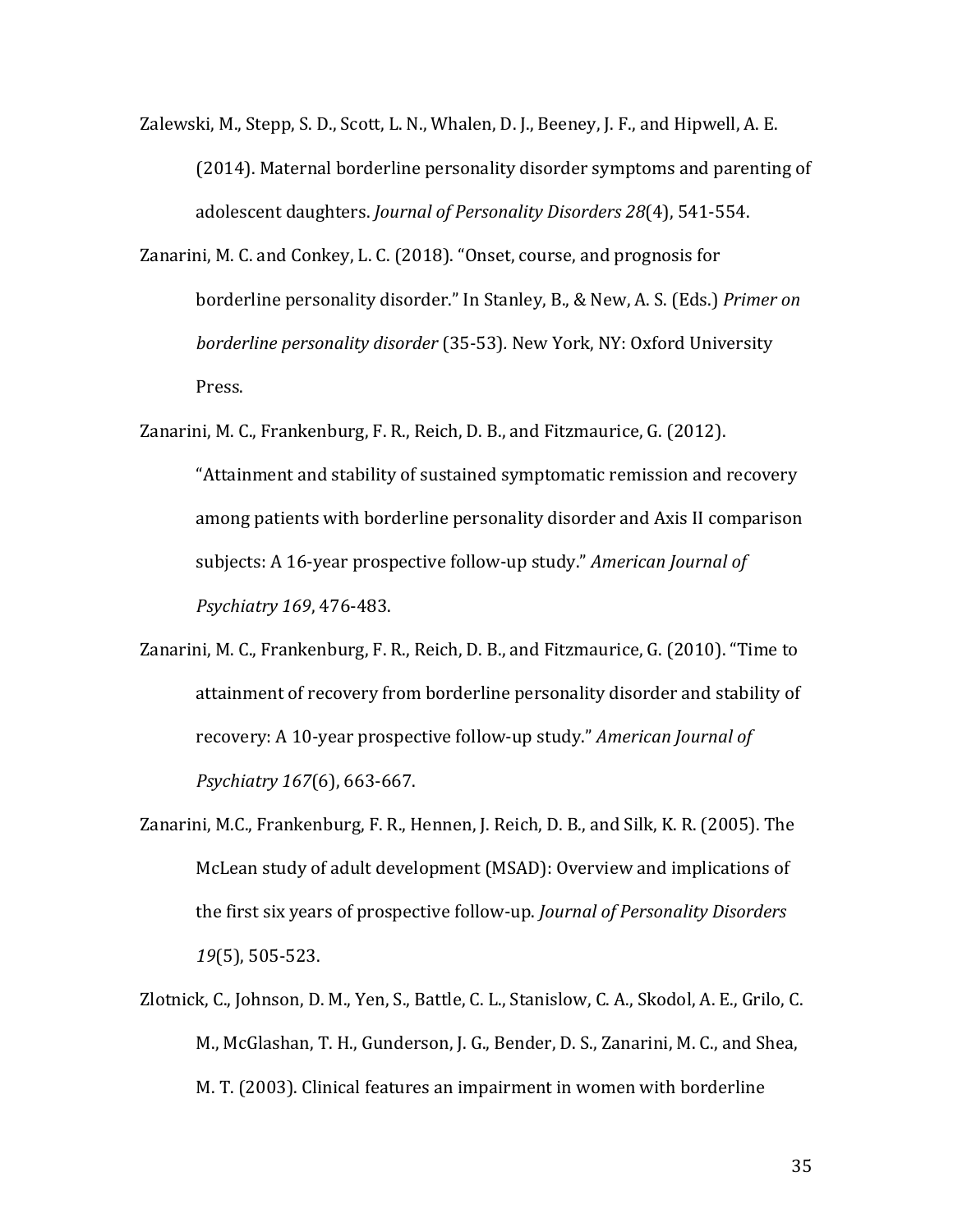Zalewski, M., Stepp, S. D., Scott, L. N., Whalen, D. J., Beeney, J. F., and Hipwell, A. E. (2014). Maternal borderline personality disorder symptoms and parenting of adolescent daughters. *Journal of Personality Disorders 28*(4), 541-554.

Zanarini, M. C. and Conkey, L. C. (2018). "Onset, course, and prognosis for borderline personality disorder." In Stanley, B., & New, A. S. (Eds.) *Primer on borderline personality disorder* (35-53). New York, NY: Oxford University Press.

Zanarini, M. C., Frankenburg, F. R., Reich, D. B., and Fitzmaurice, G. (2012). "Attainment and stability of sustained symptomatic remission and recovery among patients with borderline personality disorder and Axis II comparison subjects: A 16-year prospective follow-up study." *American Journal of Psychiatry 169*, 476-483.

Zanarini, M. C., Frankenburg, F. R., Reich, D. B., and Fitzmaurice, G. (2010). "Time to attainment of recovery from borderline personality disorder and stability of recovery: A 10-year prospective follow-up study." *American Journal of Psychiatry 167*(6), 663-667.

Zanarini, M.C., Frankenburg, F. R., Hennen, J. Reich, D. B., and Silk, K. R. (2005). The McLean study of adult development (MSAD): Overview and implications of the first six years of prospective follow-up. *Journal of Personality Disorders 19*(5), 505-523.

Zlotnick, C., Johnson, D. M., Yen, S., Battle, C. L., Stanislow, C. A., Skodol, A. E., Grilo, C. M., McGlashan, T. H., Gunderson, J. G., Bender, D. S., Zanarini, M. C., and Shea, M. T. (2003). Clinical features an impairment in women with borderline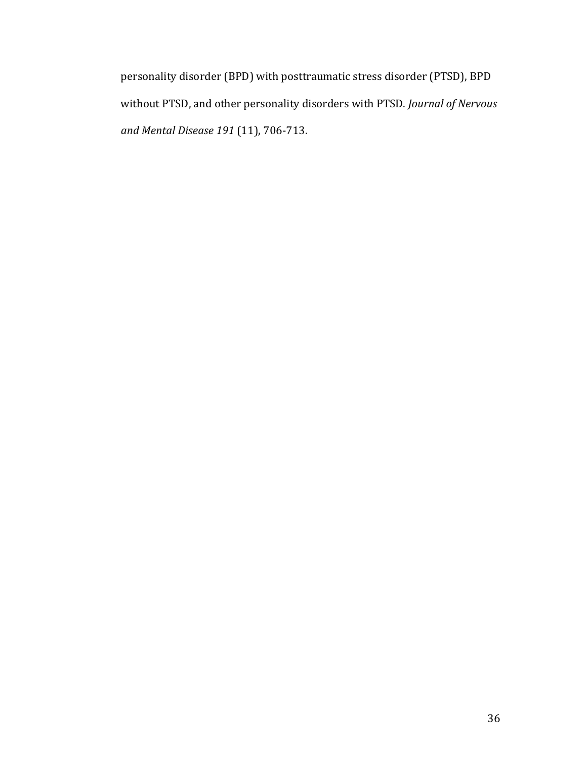personality disorder (BPD) with posttraumatic stress disorder (PTSD), BPD without PTSD, and other personality disorders with PTSD. *Journal of Nervous and Mental Disease 191* (11), 706-713.